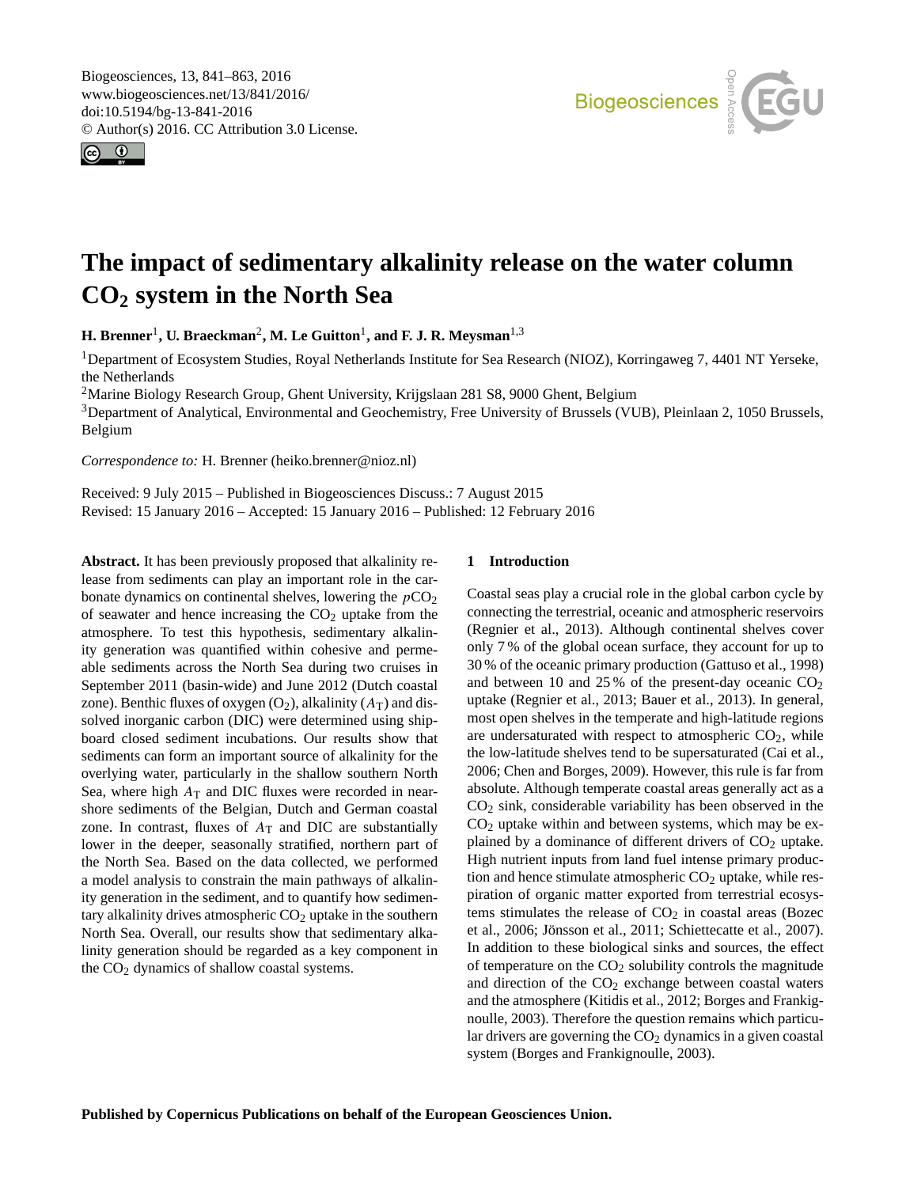# The impact of sedimentary alkalinity release on the water column $CO_2$ system in the North Sea

**H. Brenner[1], U. Braeckman[2], M. Le Guitton[1], and F. J. R. Meysman[1,3]**

[1]Department of Ecosystem Studies, Royal Netherlands Institute for Sea Research (NIOZ), Korringaweg 7, 4401 NT Yerseke, the Netherlands

[2]Marine Biology Research Group, Ghent University, Krijgslaan 281 S8, 9000 Ghent, Belgium

[3]Department of Analytical, Environmental and Geochemistry, Free University of Brussels (VUB), Pleinlaan 2, 1050 Brussels, Belgium

*Correspondence to:* H. Brenner (heiko.brenner@nioz.nl)

Received: 9 July 2015 – Published in Biogeosciences Discuss.: 7 August 2015
Revised: 15 January 2016 – Accepted: 15 January 2016 – Published: 12 February 2016

**Abstract.** It has been previously proposed that alkalinity release from sediments can play an important role in the carbonate dynamics on continental shelves, lowering the $p$CO$_2$ of seawater and hence increasing the $CO_2$ uptake from the atmosphere. To test this hypothesis, sedimentary alkalinity generation was quantified within cohesive and permeable sediments across the North Sea during two cruises in September 2011 (basin-wide) and June 2012 (Dutch coastal zone). Benthic fluxes of oxygen ($O_2$), alkalinity ($A_T$) and dissolved inorganic carbon (DIC) were determined using shipboard closed sediment incubations. Our results show that sediments can form an important source of alkalinity for the overlying water, particularly in the shallow southern North Sea, where high $A_T$ and DIC fluxes were recorded in near-shore sediments of the Belgian, Dutch and German coastal zone. In contrast, fluxes of $A_T$ and DIC are substantially lower in the deeper, seasonally stratified, northern part of the North Sea. Based on the data collected, we performed a model analysis to constrain the main pathways of alkalinity generation in the sediment, and to quantify how sedimentary alkalinity drives atmospheric $CO_2$ uptake in the southern North Sea. Overall, our results show that sedimentary alkalinity generation should be regarded as a key component in the $CO_2$ dynamics of shallow coastal systems.

## 1 Introduction

Coastal seas play a crucial role in the global carbon cycle by connecting the terrestrial, oceanic and atmospheric reservoirs (Regnier et al., 2013). Although continental shelves cover only 7 % of the global ocean surface, they account for up to 30 % of the oceanic primary production (Gattuso et al., 1998) and between 10 and 25 % of the present-day oceanic $CO_2$ uptake (Regnier et al., 2013; Bauer et al., 2013). In general, most open shelves in the temperate and high-latitude regions are undersaturated with respect to atmospheric $CO_2$, while the low-latitude shelves tend to be supersaturated (Cai et al., 2006; Chen and Borges, 2009). However, this rule is far from absolute. Although temperate coastal areas generally act as a $CO_2$ sink, considerable variability has been observed in the $CO_2$ uptake within and between systems, which may be explained by a dominance of different drivers of $CO_2$ uptake. High nutrient inputs from land fuel intense primary production and hence stimulate atmospheric $CO_2$ uptake, while respiration of organic matter exported from terrestrial ecosystems stimulates the release of $CO_2$ in coastal areas (Bozec et al., 2006; Jönsson et al., 2011; Schiettecatte et al., 2007). In addition to these biological sinks and sources, the effect of temperature on the $CO_2$ solubility controls the magnitude and direction of the $CO_2$ exchange between coastal waters and the atmosphere (Kitidis et al., 2012; Borges and Frankignoulle, 2003). Therefore the question remains which particular drivers are governing the $CO_2$ dynamics in a given coastal system (Borges and Frankignoulle, 2003).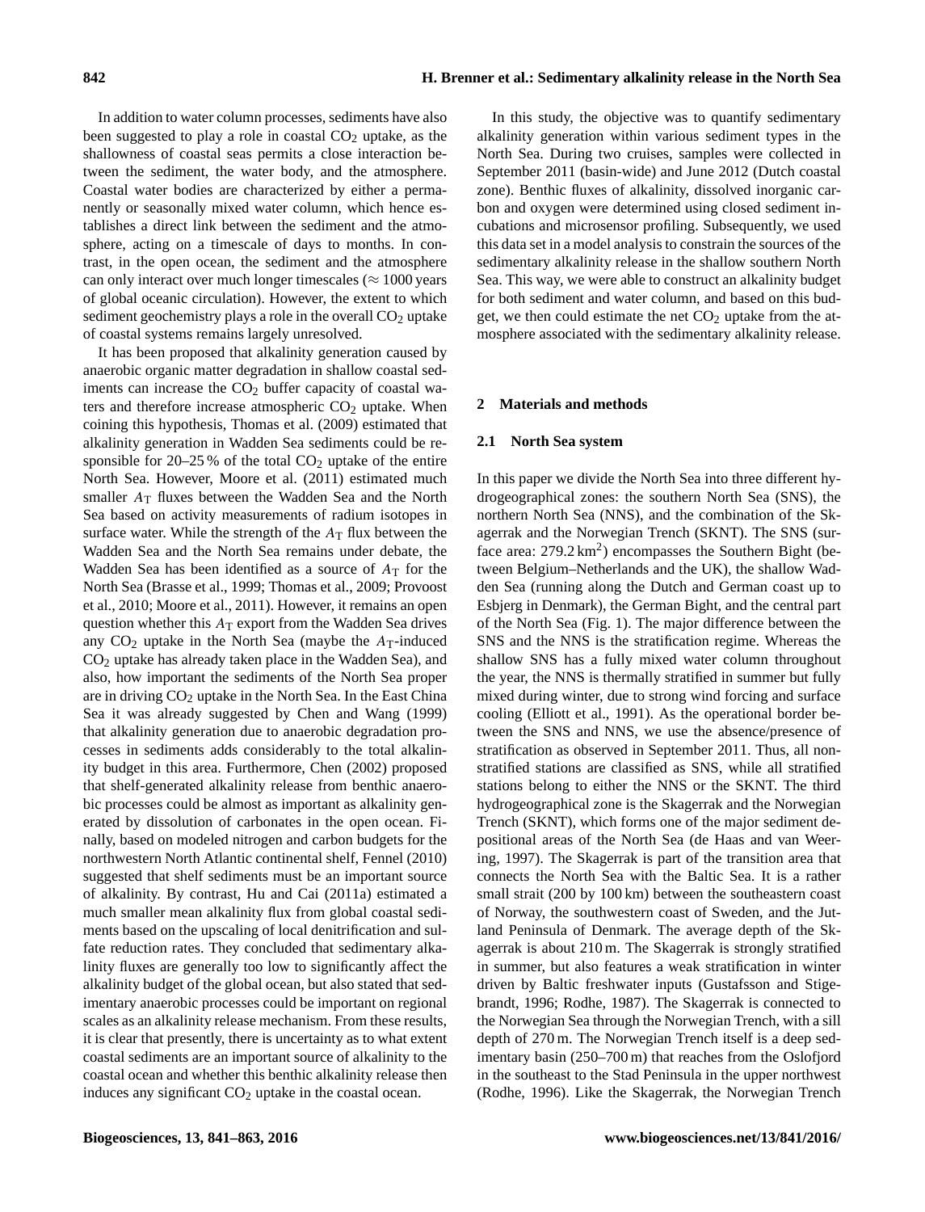In addition to water column processes, sediments have also been suggested to play a role in coastal $CO_2$ uptake, as the shallowness of coastal seas permits a close interaction between the sediment, the water body, and the atmosphere. Coastal water bodies are characterized by either a permanently or seasonally mixed water column, which hence establishes a direct link between the sediment and the atmosphere, acting on a timescale of days to months. In contrast, in the open ocean, the sediment and the atmosphere can only interact over much longer timescales ($\approx 1000$ years of global oceanic circulation). However, the extent to which sediment geochemistry plays a role in the overall $CO_2$ uptake of coastal systems remains largely unresolved.

It has been proposed that alkalinity generation caused by anaerobic organic matter degradation in shallow coastal sediments can increase the $CO_2$ buffer capacity of coastal waters and therefore increase atmospheric $CO_2$ uptake. When coining this hypothesis, Thomas et al. (2009) estimated that alkalinity generation in Wadden Sea sediments could be responsible for 20–25 % of the total $CO_2$ uptake of the entire North Sea. However, Moore et al. (2011) estimated much smaller $A_T$ fluxes between the Wadden Sea and the North Sea based on activity measurements of radium isotopes in surface water. While the strength of the $A_T$ flux between the Wadden Sea and the North Sea remains under debate, the Wadden Sea has been identified as a source of $A_T$ for the North Sea (Brasse et al., 1999; Thomas et al., 2009; Provoost et al., 2010; Moore et al., 2011). However, it remains an open question whether this $A_T$ export from the Wadden Sea drives any $CO_2$ uptake in the North Sea (maybe the $A_T$-induced $CO_2$ uptake has already taken place in the Wadden Sea), and also, how important the sediments of the North Sea proper are in driving $CO_2$ uptake in the North Sea. In the East China Sea it was already suggested by Chen and Wang (1999) that alkalinity generation due to anaerobic degradation processes in sediments adds considerably to the total alkalinity budget in this area. Furthermore, Chen (2002) proposed that shelf-generated alkalinity release from benthic anaerobic processes could be almost as important as alkalinity generated by dissolution of carbonates in the open ocean. Finally, based on modeled nitrogen and carbon budgets for the northwestern North Atlantic continental shelf, Fennel (2010) suggested that shelf sediments must be an important source of alkalinity. By contrast, Hu and Cai (2011a) estimated a much smaller mean alkalinity flux from global coastal sediments based on the upscaling of local denitrification and sulfate reduction rates. They concluded that sedimentary alkalinity fluxes are generally too low to significantly affect the alkalinity budget of the global ocean, but also stated that sedimentary anaerobic processes could be important on regional scales as an alkalinity release mechanism. From these results, it is clear that presently, there is uncertainty as to what extent coastal sediments are an important source of alkalinity to the coastal ocean and whether this benthic alkalinity release then induces any significant $CO_2$ uptake in the coastal ocean.

In this study, the objective was to quantify sedimentary alkalinity generation within various sediment types in the North Sea. During two cruises, samples were collected in September 2011 (basin-wide) and June 2012 (Dutch coastal zone). Benthic fluxes of alkalinity, dissolved inorganic carbon and oxygen were determined using closed sediment incubations and microsensor profiling. Subsequently, we used this data set in a model analysis to constrain the sources of the sedimentary alkalinity release in the shallow southern North Sea. This way, we were able to construct an alkalinity budget for both sediment and water column, and based on this budget, we then could estimate the net $CO_2$ uptake from the atmosphere associated with the sedimentary alkalinity release.

## 2 Materials and methods

### 2.1 North Sea system

In this paper we divide the North Sea into three different hydrogeographical zones: the southern North Sea (SNS), the northern North Sea (NNS), and the combination of the Skagerrak and the Norwegian Trench (SKNT). The SNS (surface area: 279.2 $km^2$) encompasses the Southern Bight (between Belgium–Netherlands and the UK), the shallow Wadden Sea (running along the Dutch and German coast up to Esbjerg in Denmark), the German Bight, and the central part of the North Sea (Fig. 1). The major difference between the SNS and the NNS is the stratification regime. Whereas the shallow SNS has a fully mixed water column throughout the year, the NNS is thermally stratified in summer but fully mixed during winter, due to strong wind forcing and surface cooling (Elliott et al., 1991). As the operational border between the SNS and NNS, we use the absence/presence of stratification as observed in September 2011. Thus, all non-stratified stations are classified as SNS, while all stratified stations belong to either the NNS or the SKNT. The third hydrogeographical zone is the Skagerrak and the Norwegian Trench (SKNT), which forms one of the major sediment depositional areas of the North Sea (de Haas and van Weering, 1997). The Skagerrak is part of the transition area that connects the North Sea with the Baltic Sea. It is a rather small strait (200 by 100 km) between the southeastern coast of Norway, the southwestern coast of Sweden, and the Jutland Peninsula of Denmark. The average depth of the Skagerrak is about 210 m. The Skagerrak is strongly stratified in summer, but also features a weak stratification in winter driven by Baltic freshwater inputs (Gustafsson and Stigebrandt, 1996; Rodhe, 1987). The Skagerrak is connected to the Norwegian Sea through the Norwegian Trench, with a sill depth of 270 m. The Norwegian Trench itself is a deep sedimentary basin (250–700 m) that reaches from the Oslofjord in the southeast to the Stad Peninsula in the upper northwest (Rodhe, 1996). Like the Skagerrak, the Norwegian Trench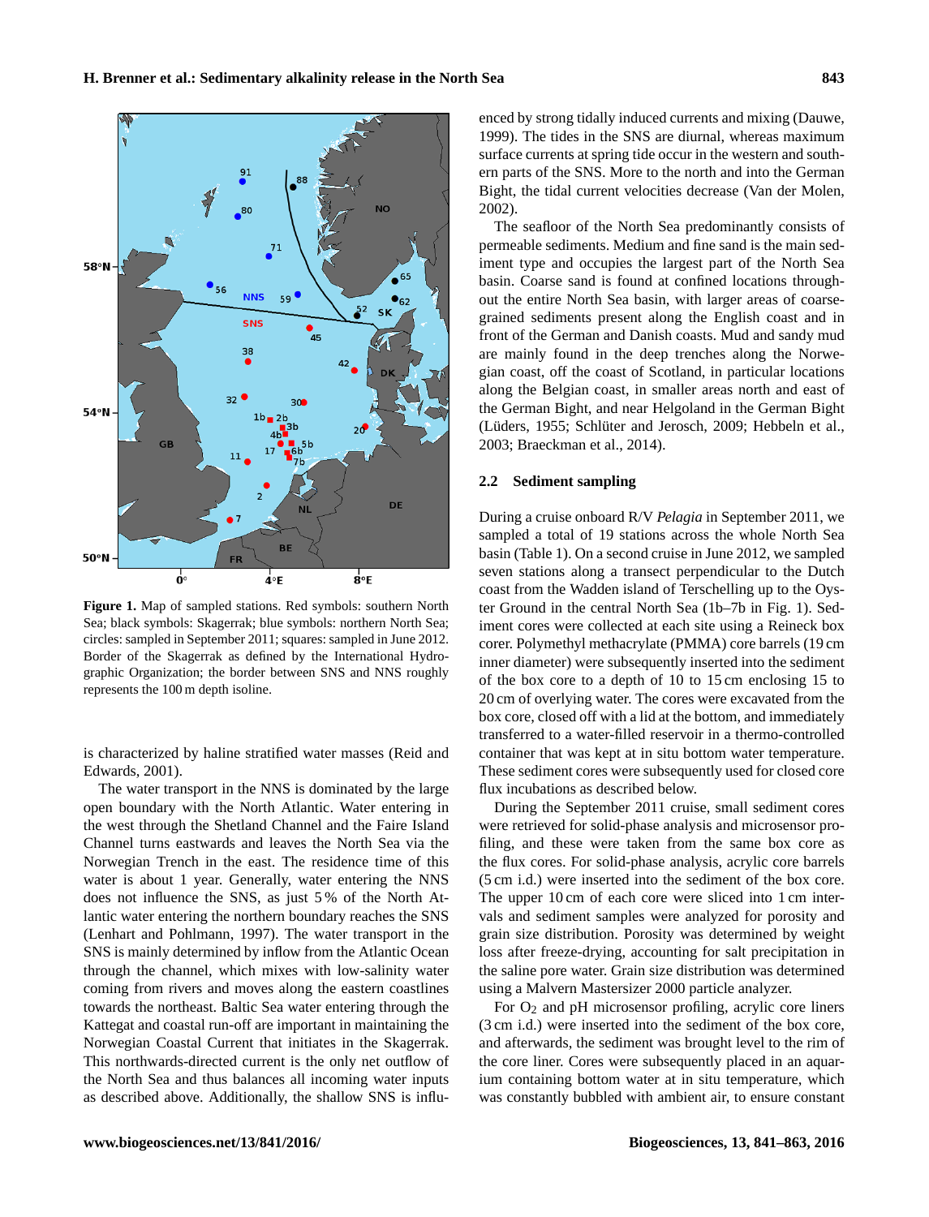**Figure 1.** Map of sampled stations. Red symbols: southern North Sea; black symbols: Skagerrak; blue symbols: northern North Sea; circles: sampled in September 2011; squares: sampled in June 2012. Border of the Skagerrak as defined by the International Hydrographic Organization; the border between SNS and NNS roughly represents the 100 m depth isoline.

is characterized by haline stratified water masses (Reid and Edwards, 2001).

The water transport in the NNS is dominated by the large open boundary with the North Atlantic. Water entering in the west through the Shetland Channel and the Faire Island Channel turns eastwards and leaves the North Sea via the Norwegian Trench in the east. The residence time of this water is about 1 year. Generally, water entering the NNS does not influence the SNS, as just 5 % of the North Atlantic water entering the northern boundary reaches the SNS (Lenhart and Pohlmann, 1997). The water transport in the SNS is mainly determined by inflow from the Atlantic Ocean through the channel, which mixes with low-salinity water coming from rivers and moves along the eastern coastlines towards the northeast. Baltic Sea water entering through the Kattegat and coastal run-off are important in maintaining the Norwegian Coastal Current that initiates in the Skagerrak. This northwards-directed current is the only net outflow of the North Sea and thus balances all incoming water inputs as described above. Additionally, the shallow SNS is influenced by strong tidally induced currents and mixing (Dauwe, 1999). The tides in the SNS are diurnal, whereas maximum surface currents at spring tide occur in the western and southern parts of the SNS. More to the north and into the German Bight, the tidal current velocities decrease (Van der Molen, 2002).

The seafloor of the North Sea predominantly consists of permeable sediments. Medium and fine sand is the main sediment type and occupies the largest part of the North Sea basin. Coarse sand is found at confined locations throughout the entire North Sea basin, with larger areas of coarse-grained sediments present along the English coast and in front of the German and Danish coasts. Mud and sandy mud are mainly found in the deep trenches along the Norwegian coast, off the coast of Scotland, in particular locations along the Belgian coast, in smaller areas north and east of the German Bight, and near Helgoland in the German Bight (Lüders, 1955; Schlüter and Jerosch, 2009; Hebbeln et al., 2003; Braeckman et al., 2014).

### 2.2 Sediment sampling

During a cruise onboard R/V *Pelagia* in September 2011, we sampled a total of 19 stations across the whole North Sea basin (Table 1). On a second cruise in June 2012, we sampled seven stations along a transect perpendicular to the Dutch coast from the Wadden island of Terschelling up to the Oyster Ground in the central North Sea (1b–7b in Fig. 1). Sediment cores were collected at each site using a Reineck box corer. Polymethyl methacrylate (PMMA) core barrels (19 cm inner diameter) were subsequently inserted into the sediment of the box core to a depth of 10 to 15 cm enclosing 15 to 20 cm of overlying water. The cores were excavated from the box core, closed off with a lid at the bottom, and immediately transferred to a water-filled reservoir in a thermo-controlled container that was kept at in situ bottom water temperature. These sediment cores were subsequently used for closed core flux incubations as described below.

During the September 2011 cruise, small sediment cores were retrieved for solid-phase analysis and microsensor profiling, and these were taken from the same box core as the flux cores. For solid-phase analysis, acrylic core barrels (5 cm i.d.) were inserted into the sediment of the box core. The upper 10 cm of each core were sliced into 1 cm intervals and sediment samples were analyzed for porosity and grain size distribution. Porosity was determined by weight loss after freeze-drying, accounting for salt precipitation in the saline pore water. Grain size distribution was determined using a Malvern Mastersizer 2000 particle analyzer.

For $O_2$ and pH microsensor profiling, acrylic core liners (3 cm i.d.) were inserted into the sediment of the box core, and afterwards, the sediment was brought level to the rim of the core liner. Cores were subsequently placed in an aquarium containing bottom water at in situ temperature, which was constantly bubbled with ambient air, to ensure constant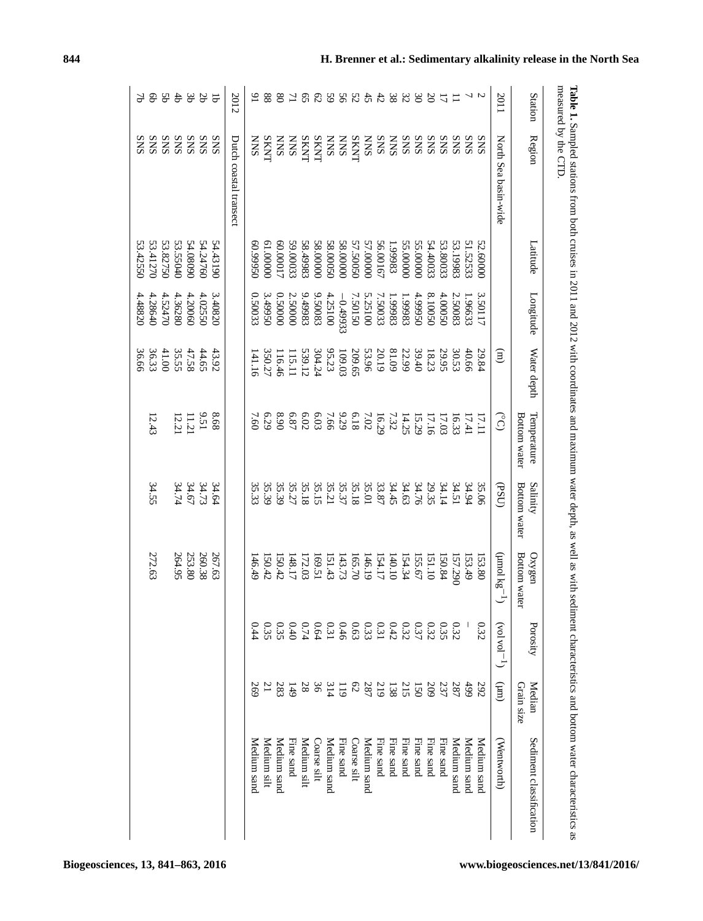**Table 1.** Sampled stations from both cruises in 2011 and 2012 with coordinates and maximum water depth, as well as with sediment characteristics and bottom water characteristics as measured by the CTD.

| Station | Region | Latitude | Longitude | Water depth | Temperature Bottom water | Salinity Bottom water | Oxygen Bottom water | Porosity | Median Grain size | Sediment classification |
|---|---|---|---|---|---|---|---|---|---|---|
| | | | | (m) | (°C) | (PSU) | (µmol kg$^{-1}$) | (vol vol$^{-1}$) | (µm) | (Wentworth) |
| 2011 | North Sea basin-wide | | | | | | | | | |
| 2 | SNS | 52.60000 | 3.50117 | 29.84 | 17.11 | 35.06 | 153.80 | 0.32 | 292 | Medium sand |
| 7 | SNS | 51.52533 | 1.96633 | 40.66 | 17.41 | 34.94 | 153.49 | – | 499 | Medium sand |
| 11 | SNS | 53.19983 | 2.50083 | 30.53 | 16.33 | 34.51 | 157.290 | 0.32 | 287 | Medium sand |
| 17 | SNS | 53.80033 | 4.00050 | 29.95 | 17.03 | 34.14 | 150.84 | 0.35 | 237 | Fine sand |
| 20 | SNS | 54.40033 | 8.10050 | 18.23 | 17.16 | 29.35 | 151.10 | 0.32 | 209 | Fine sand |
| 30 | SNS | 55.00000 | 4.99950 | 39.40 | 15.29 | 34.76 | 155.67 | 0.37 | 150 | Fine sand |
| 32 | SNS | 55.00000 | 1.99983 | 22.99 | 14.25 | 34.63 | 154.34 | 0.32 | 215 | Fine sand |
| 38 | NNS | 1.99983 | 1.99983 | 81.09 | 7.32 | 34.45 | 140.10 | 0.42 | 138 | Fine sand |
| 42 | SNS | 56.00167 | 7.50033 | 20.19 | 16.29 | 33.87 | 154.17 | 0.31 | 219 | Fine sand |
| 45 | NNS | 57.00000 | 5.25100 | 53.96 | 7.02 | 35.01 | 146.19 | 0.33 | 287 | Medium sand |
| 52 | SKNT | 57.50050 | 7.50150 | 209.65 | 6.18 | 35.18 | 165.70 | 0.63 | 62 | Coarse silt |
| 56 | NNS | 58.00000 | −0.49933 | 109.03 | 9.29 | 35.37 | 143.73 | 0.46 | 119 | Fine sand |
| 59 | NNS | 58.00050 | 4.25100 | 95.23 | 7.66 | 35.21 | 151.43 | 0.31 | 314 | Medium sand |
| 62 | SKNT | 58.00000 | 9.50083 | 304.24 | 6.03 | 35.15 | 169.51 | 0.64 | 36 | Coarse silt |
| 65 | SKNT | 58.49983 | 9.49983 | 539.12 | 6.02 | 35.18 | 172.03 | 0.74 | 28 | Medium silt |
| 71 | NNS | 59.00033 | 2.50000 | 115.11 | 6.87 | 35.27 | 148.17 | 0.40 | 149 | Fine sand |
| 80 | NNS | 60.00017 | 0.50000 | 116.46 | 8.90 | 35.39 | 150.42 | 0.35 | 283 | Medium sand |
| 88 | SKNT | 61.00000 | 3.49950 | 350.27 | 6.29 | 35.39 | 150.42 | 0.35 | 21 | Medium silt |
| 91 | NNS | 60.99950 | 0.50033 | 141.16 | 7.60 | 35.33 | 146.49 | 0.44 | 269 | Medium sand |
| 2012 | Dutch coastal transect | | | | | | | | | |
| 1b | SNS | 54.43190 | 3.40820 | 43.92 | 8.68 | 34.64 | 267.63 | | | |
| 2b | SNS | 54.24760 | 4.02550 | 44.65 | 9.51 | 34.73 | 260.38 | | | |
| 3b | SNS | 54.08090 | 4.20060 | 47.58 | 11.21 | 34.67 | 253.80 | | | |
| 4b | SNS | 53.55040 | 4.36280 | 35.55 | 12.21 | 34.74 | 264.95 | | | |
| 5b | SNS | 53.82750 | 4.52470 | 41.00 | | | | | | |
| 6b | SNS | 53.41270 | 4.28640 | 36.33 | 12.43 | 34.55 | 272.63 | | | |
| 7b | SNS | 53.42550 | 4.48820 | 36.66 | | | | | | |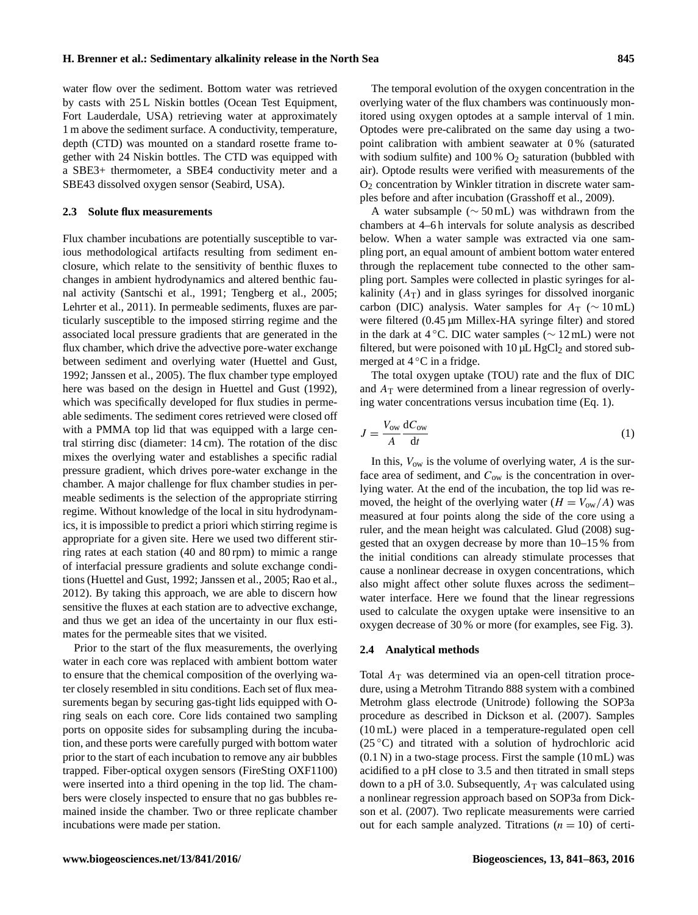water flow over the sediment. Bottom water was retrieved by casts with 25 L Niskin bottles (Ocean Test Equipment, Fort Lauderdale, USA) retrieving water at approximately 1 m above the sediment surface. A conductivity, temperature, depth (CTD) was mounted on a standard rosette frame together with 24 Niskin bottles. The CTD was equipped with a SBE3+ thermometer, a SBE4 conductivity meter and a SBE43 dissolved oxygen sensor (Seabird, USA).

### 2.3 Solute flux measurements

Flux chamber incubations are potentially susceptible to various methodological artifacts resulting from sediment enclosure, which relate to the sensitivity of benthic fluxes to changes in ambient hydrodynamics and altered benthic faunal activity (Santschi et al., 1991; Tengberg et al., 2005; Lehrter et al., 2011). In permeable sediments, fluxes are particularly susceptible to the imposed stirring regime and the associated local pressure gradients that are generated in the flux chamber, which drive the advective pore-water exchange between sediment and overlying water (Huettel and Gust, 1992; Janssen et al., 2005). The flux chamber type employed here was based on the design in Huettel and Gust (1992), which was specifically developed for flux studies in permeable sediments. The sediment cores retrieved were closed off with a PMMA top lid that was equipped with a large central stirring disc (diameter: 14 cm). The rotation of the disc mixes the overlying water and establishes a specific radial pressure gradient, which drives pore-water exchange in the chamber. A major challenge for flux chamber studies in permeable sediments is the selection of the appropriate stirring regime. Without knowledge of the local in situ hydrodynamics, it is impossible to predict a priori which stirring regime is appropriate for a given site. Here we used two different stirring rates at each station (40 and 80 rpm) to mimic a range of interfacial pressure gradients and solute exchange conditions (Huettel and Gust, 1992; Janssen et al., 2005; Rao et al., 2012). By taking this approach, we are able to discern how sensitive the fluxes at each station are to advective exchange, and thus we get an idea of the uncertainty in our flux estimates for the permeable sites that we visited.

Prior to the start of the flux measurements, the overlying water in each core was replaced with ambient bottom water to ensure that the chemical composition of the overlying water closely resembled in situ conditions. Each set of flux measurements began by securing gas-tight lids equipped with O-ring seals on each core. Core lids contained two sampling ports on opposite sides for subsampling during the incubation, and these ports were carefully purged with bottom water prior to the start of each incubation to remove any air bubbles trapped. Fiber-optical oxygen sensors (FireSting OXF1100) were inserted into a third opening in the top lid. The chambers were closely inspected to ensure that no gas bubbles remained inside the chamber. Two or three replicate chamber incubations were made per station.

The temporal evolution of the oxygen concentration in the overlying water of the flux chambers was continuously monitored using oxygen optodes at a sample interval of 1 min. Optodes were pre-calibrated on the same day using a two-point calibration with ambient seawater at 0 % (saturated with sodium sulfite) and 100 % $O_2$ saturation (bubbled with air). Optode results were verified with measurements of the $O_2$ concentration by Winkler titration in discrete water samples before and after incubation (Grasshoff et al., 2009).

A water subsample ($\sim 50$ mL) was withdrawn from the chambers at 4–6 h intervals for solute analysis as described below. When a water sample was extracted via one sampling port, an equal amount of ambient bottom water entered through the replacement tube connected to the other sampling port. Samples were collected in plastic syringes for alkalinity ($A_T$) and in glass syringes for dissolved inorganic carbon (DIC) analysis. Water samples for $A_T$ ($\sim 10$ mL) were filtered (0.45 µm Millex-HA syringe filter) and stored in the dark at 4 °C. DIC water samples ($\sim 12$ mL) were not filtered, but were poisoned with 10 µL $HgCl_2$ and stored submerged at 4 °C in a fridge.

The total oxygen uptake (TOU) rate and the flux of DIC and $A_T$ were determined from a linear regression of overlying water concentrations versus incubation time (Eq. 1).

$$J = \frac{V_{ow}}{A}\frac{dC_{ow}}{dt} \tag{1}$$

In this, $V_{ow}$ is the volume of overlying water, $A$ is the surface area of sediment, and $C_{ow}$ is the concentration in overlying water. At the end of the incubation, the top lid was removed, the height of the overlying water ($H = V_{ow}/A$) was measured at four points along the side of the core using a ruler, and the mean height was calculated. Glud (2008) suggested that an oxygen decrease by more than 10–15 % from the initial conditions can already stimulate processes that cause a nonlinear decrease in oxygen concentrations, which also might affect other solute fluxes across the sediment–water interface. Here we found that the linear regressions used to calculate the oxygen uptake were insensitive to an oxygen decrease of 30 % or more (for examples, see Fig. 3).

### 2.4 Analytical methods

Total $A_T$ was determined via an open-cell titration procedure, using a Metrohm Titrando 888 system with a combined Metrohm glass electrode (Unitrode) following the SOP3a procedure as described in Dickson et al. (2007). Samples (10 mL) were placed in a temperature-regulated open cell (25 °C) and titrated with a solution of hydrochloric acid (0.1 N) in a two-stage process. First the sample (10 mL) was acidified to a pH close to 3.5 and then titrated in small steps down to a pH of 3.0. Subsequently, $A_T$ was calculated using a nonlinear regression approach based on SOP3a from Dickson et al. (2007). Two replicate measurements were carried out for each sample analyzed. Titrations ($n = 10$) of certi-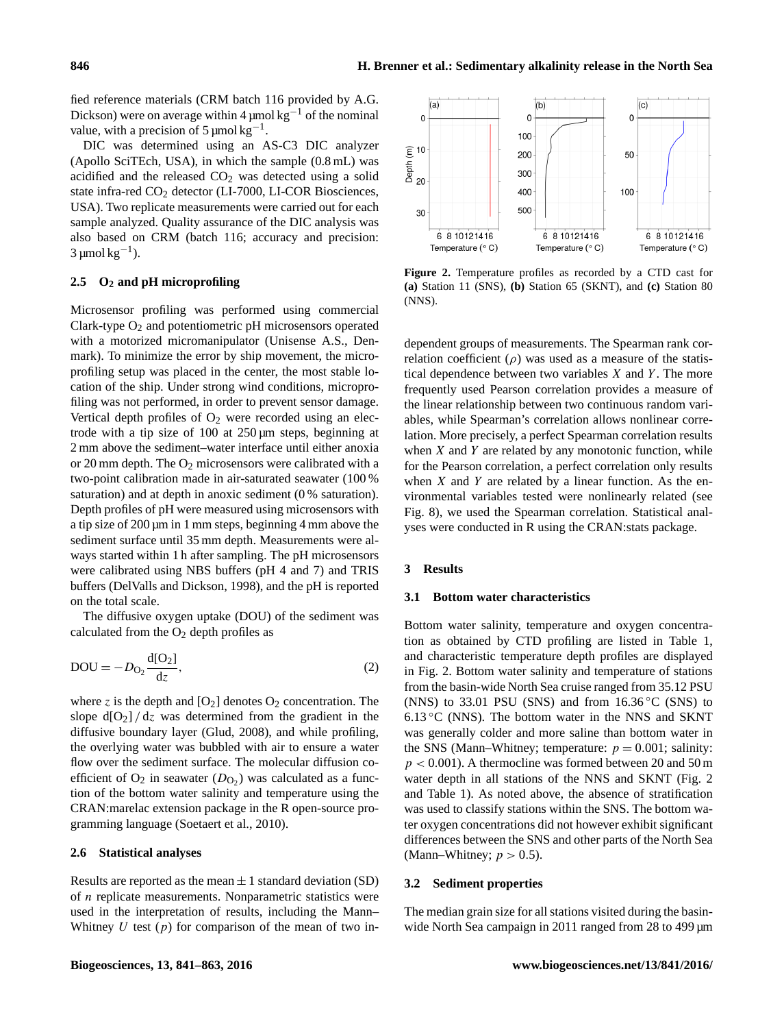fied reference materials (CRM batch 116 provided by A.G. Dickson) were on average within 4 µmol kg$^{-1}$ of the nominal value, with a precision of 5 µmol kg$^{-1}$.

DIC was determined using an AS-C3 DIC analyzer (Apollo SciTEch, USA), in which the sample (0.8 mL) was acidified and the released $CO_2$ was detected using a solid state infra-red $CO_2$ detector (LI-7000, LI-COR Biosciences, USA). Two replicate measurements were carried out for each sample analyzed. Quality assurance of the DIC analysis was also based on CRM (batch 116; accuracy and precision: 3 µmol kg$^{-1}$).

### 2.5 $O_2$ and pH microprofiling

Microsensor profiling was performed using commercial Clark-type $O_2$ and potentiometric pH microsensors operated with a motorized micromanipulator (Unisense A.S., Denmark). To minimize the error by ship movement, the microprofiling setup was placed in the center, the most stable location of the ship. Under strong wind conditions, microprofiling was not performed, in order to prevent sensor damage. Vertical depth profiles of $O_2$ were recorded using an electrode with a tip size of 100 at 250 µm steps, beginning at 2 mm above the sediment–water interface until either anoxia or 20 mm depth. The $O_2$ microsensors were calibrated with a two-point calibration made in air-saturated seawater (100 % saturation) and at depth in anoxic sediment (0 % saturation). Depth profiles of pH were measured using microsensors with a tip size of 200 µm in 1 mm steps, beginning 4 mm above the sediment surface until 35 mm depth. Measurements were always started within 1 h after sampling. The pH microsensors were calibrated using NBS buffers (pH 4 and 7) and TRIS buffers (DelValls and Dickson, 1998), and the pH is reported on the total scale.

The diffusive oxygen uptake (DOU) of the sediment was calculated from the $O_2$ depth profiles as

$$\mathrm{DOU} = -D_{O_2}\frac{\mathrm{d}[O_2]}{\mathrm{d}z}, \tag{2}$$

where $z$ is the depth and $[O_2]$ denotes $O_2$ concentration. The slope $\mathrm{d}[O_2]\,/\,\mathrm{d}z$ was determined from the gradient in the diffusive boundary layer (Glud, 2008), and while profiling, the overlying water was bubbled with air to ensure a water flow over the sediment surface. The molecular diffusion coefficient of $O_2$ in seawater ($D_{O_2}$) was calculated as a function of the bottom water salinity and temperature using the CRAN:marelac extension package in the R open-source programming language (Soetaert et al., 2010).

### 2.6 Statistical analyses

Results are reported as the mean ± 1 standard deviation (SD) of $n$ replicate measurements. Nonparametric statistics were used in the interpretation of results, including the Mann–Whitney $U$ test ($p$) for comparison of the mean of two independent groups of measurements. The Spearman rank correlation coefficient ($\rho$) was used as a measure of the statistical dependence between two variables $X$ and $Y$. The more frequently used Pearson correlation provides a measure of the linear relationship between two continuous random variables, while Spearman's correlation allows nonlinear correlation. More precisely, a perfect Spearman correlation results when $X$ and $Y$ are related by any monotonic function, while for the Pearson correlation, a perfect correlation only results when $X$ and $Y$ are related by a linear function. As the environmental variables tested were nonlinearly related (see Fig. 8), we used the Spearman correlation. Statistical analyses were conducted in R using the CRAN:stats package.

**Figure 2.** Temperature profiles as recorded by a CTD cast for **(a)** Station 11 (SNS), **(b)** Station 65 (SKNT), and **(c)** Station 80 (NNS).

## 3 Results

### 3.1 Bottom water characteristics

Bottom water salinity, temperature and oxygen concentration as obtained by CTD profiling are listed in Table 1, and characteristic temperature depth profiles are displayed in Fig. 2. Bottom water salinity and temperature of stations from the basin-wide North Sea cruise ranged from 35.12 PSU (NNS) to 33.01 PSU (SNS) and from 16.36 °C (SNS) to 6.13 °C (NNS). The bottom water in the NNS and SKNT was generally colder and more saline than bottom water in the SNS (Mann–Whitney; temperature: $p = 0.001$; salinity: $p < 0.001$). A thermocline was formed between 20 and 50 m water depth in all stations of the NNS and SKNT (Fig. 2 and Table 1). As noted above, the absence of stratification was used to classify stations within the SNS. The bottom water oxygen concentrations did not however exhibit significant differences between the SNS and other parts of the North Sea (Mann–Whitney; $p > 0.5$).

### 3.2 Sediment properties

The median grain size for all stations visited during the basin-wide North Sea campaign in 2011 ranged from 28 to 499 µm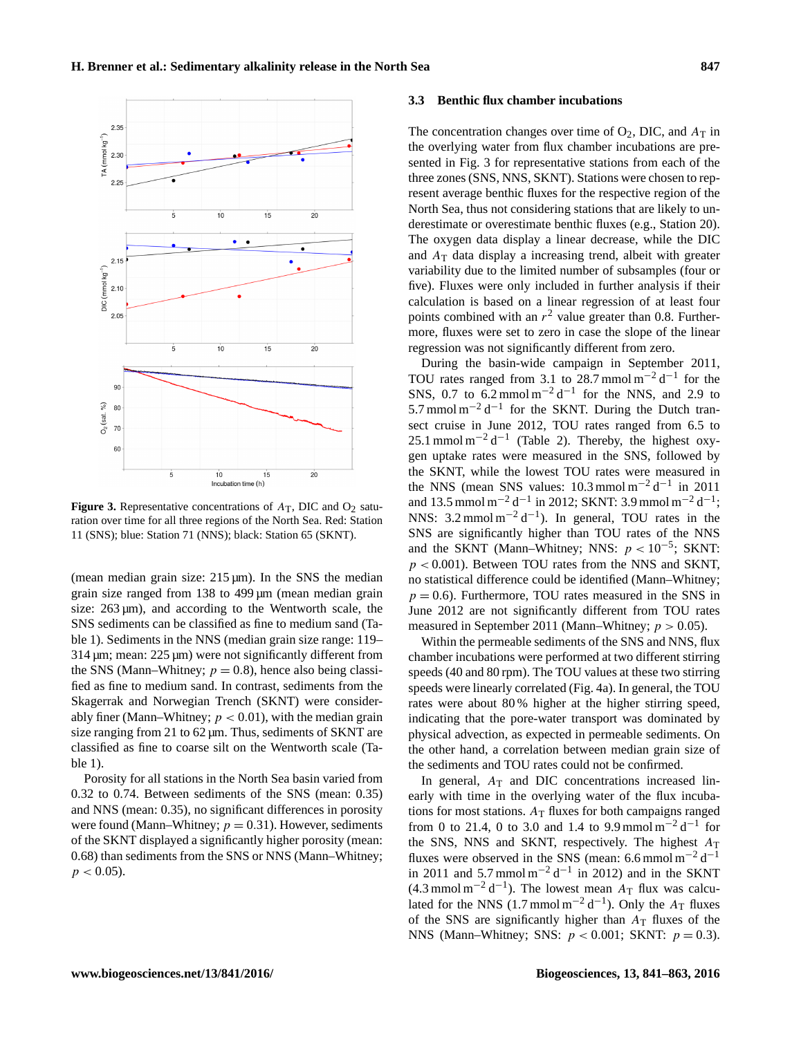**Figure 3.** Representative concentrations of $A_T$, DIC and $O_2$ saturation over time for all three regions of the North Sea. Red: Station 11 (SNS); blue: Station 71 (NNS); black: Station 65 (SKNT).

(mean median grain size: 215 µm). In the SNS the median grain size ranged from 138 to 499 µm (mean median grain size: 263 µm), and according to the Wentworth scale, the SNS sediments can be classified as fine to medium sand (Table 1). Sediments in the NNS (median grain size range: 119–314 µm; mean: 225 µm) were not significantly different from the SNS (Mann–Whitney; $p = 0.8$), hence also being classified as fine to medium sand. In contrast, sediments from the Skagerrak and Norwegian Trench (SKNT) were considerably finer (Mann–Whitney; $p < 0.01$), with the median grain size ranging from 21 to 62 µm. Thus, sediments of SKNT are classified as fine to coarse silt on the Wentworth scale (Table 1).

Porosity for all stations in the North Sea basin varied from 0.32 to 0.74. Between sediments of the SNS (mean: 0.35) and NNS (mean: 0.35), no significant differences in porosity were found (Mann–Whitney; $p = 0.31$). However, sediments of the SKNT displayed a significantly higher porosity (mean: 0.68) than sediments from the SNS or NNS (Mann–Whitney; $p < 0.05$).

### 3.3 Benthic flux chamber incubations

The concentration changes over time of $O_2$, DIC, and $A_T$ in the overlying water from flux chamber incubations are presented in Fig. 3 for representative stations from each of the three zones (SNS, NNS, SKNT). Stations were chosen to represent average benthic fluxes for the respective region of the North Sea, thus not considering stations that are likely to underestimate or overestimate benthic fluxes (e.g., Station 20). The oxygen data display a linear decrease, while the DIC and $A_T$ data display a increasing trend, albeit with greater variability due to the limited number of subsamples (four or five). Fluxes were only included in further analysis if their calculation is based on a linear regression of at least four points combined with an $r^2$ value greater than 0.8. Furthermore, fluxes were set to zero in case the slope of the linear regression was not significantly different from zero.

During the basin-wide campaign in September 2011, TOU rates ranged from 3.1 to 28.7 mmol m$^{-2}$ d$^{-1}$ for the SNS, 0.7 to 6.2 mmol m$^{-2}$ d$^{-1}$ for the NNS, and 2.9 to 5.7 mmol m$^{-2}$ d$^{-1}$ for the SKNT. During the transect cruise in June 2012, TOU rates ranged from 6.5 to 25.1 mmol m$^{-2}$ d$^{-1}$ (Table 2). Thereby, the highest oxygen uptake rates were measured in the SNS, followed by the SKNT, while the lowest TOU rates were measured in the NNS (mean SNS values: 10.3 mmol m$^{-2}$ d$^{-1}$ in 2011 and 13.5 mmol m$^{-2}$ d$^{-1}$ in 2012; SKNT: 3.9 mmol m$^{-2}$ d$^{-1}$; NNS: 3.2 mmol m$^{-2}$ d$^{-1}$). In general, TOU rates in the SNS are significantly higher than TOU rates of the NNS and the SKNT (Mann–Whitney; NNS: $p < 10^{-5}$; SKNT: $p < 0.001$). Between TOU rates from the NNS and SKNT, no statistical difference could be identified (Mann–Whitney; $p = 0.6$). Furthermore, TOU rates measured in the SNS in June 2012 are not significantly different from TOU rates measured in September 2011 (Mann–Whitney; $p > 0.05$).

Within the permeable sediments of the SNS and NNS, flux chamber incubations were performed at two different stirring speeds (40 and 80 rpm). The TOU values at these two stirring speeds were linearly correlated (Fig. 4a). In general, the TOU rates were about 80 % higher at the higher stirring speed, indicating that the pore-water transport was dominated by physical advection, as expected in permeable sediments. On the other hand, a correlation between median grain size of the sediments and TOU rates could not be confirmed.

In general, $A_T$ and DIC concentrations increased linearly with time in the overlying water of the flux incubations for most stations. $A_T$ fluxes for both campaigns ranged from 0 to 21.4, 0 to 3.0 and 1.4 to 9.9 mmol m$^{-2}$ d$^{-1}$ for the SNS, NNS and SKNT, respectively. The highest $A_T$ fluxes were observed in the SNS (mean: 6.6 mmol m$^{-2}$ d$^{-1}$ in 2011 and 5.7 mmol m$^{-2}$ d$^{-1}$ in 2012) and in the SKNT (4.3 mmol m$^{-2}$ d$^{-1}$). The lowest mean $A_T$ flux was calculated for the NNS (1.7 mmol m$^{-2}$ d$^{-1}$). Only the $A_T$ fluxes of the SNS are significantly higher than $A_T$ fluxes of the NNS (Mann–Whitney; SNS: $p < 0.001$; SKNT: $p = 0.3$).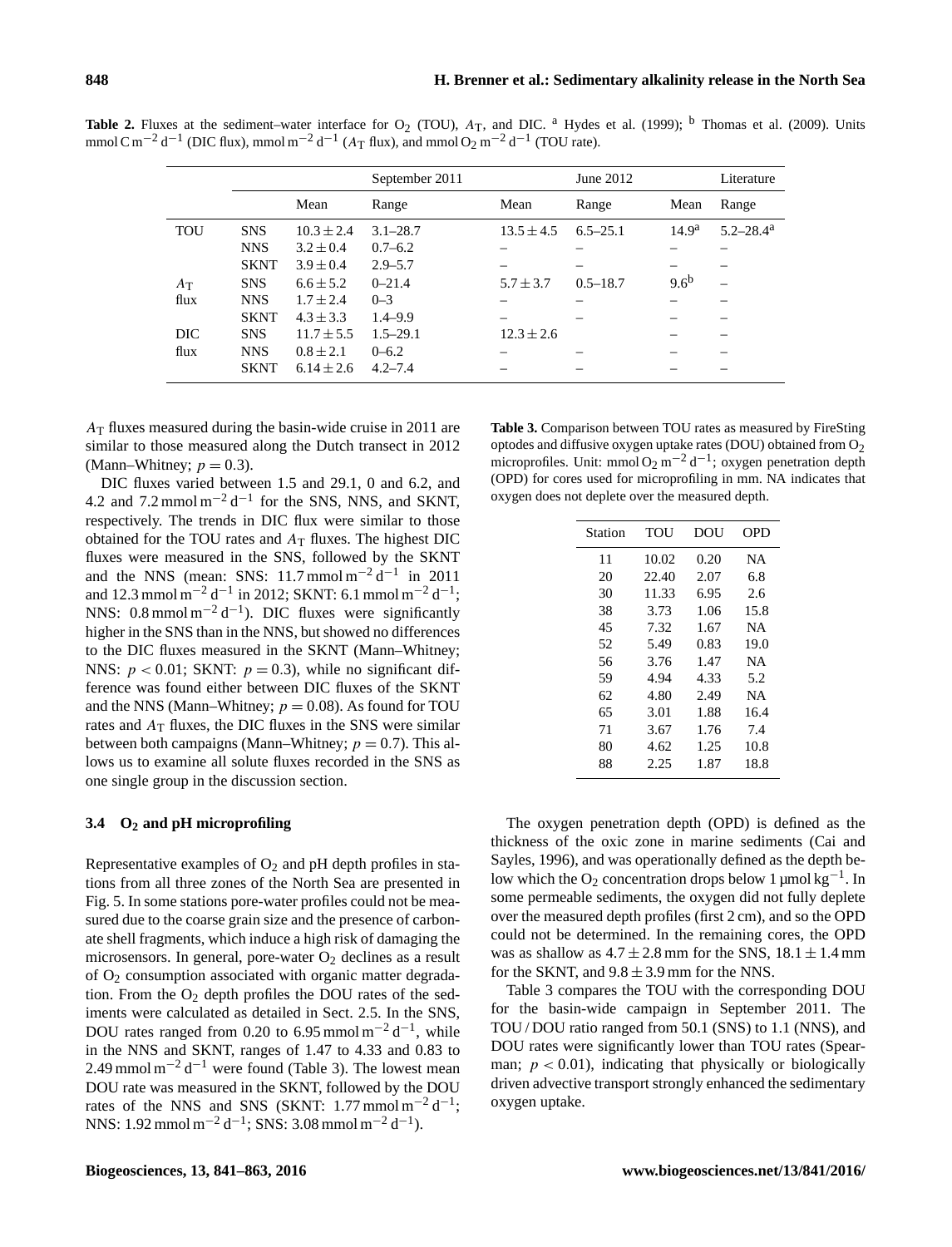**Table 2.** Fluxes at the sediment–water interface for $O_2$ (TOU), $A_T$, and DIC. [a] Hydes et al. (1999); [b] Thomas et al. (2009). Units $mmol\,C\,m^{-2}\,d^{-1}$ (DIC flux), $mmol\,m^{-2}\,d^{-1}$ ($A_T$ flux), and $mmol\,O_2\,m^{-2}\,d^{-1}$ (TOU rate).

| | | September 2011 | | June 2012 | | Literature | |
|---|---|---|---|---|---|---|---|
| | | Mean | Range | Mean | Range | Mean | Range |
| TOU | SNS | $10.3 \pm 2.4$ | 3.1–28.7 | $13.5 \pm 4.5$ | 6.5–25.1 | 14.9[a] | 5.2–28.4[a] |
| | NNS | $3.2 \pm 0.4$ | 0.7–6.2 | – | – | – | – |
| | SKNT | $3.9 \pm 0.4$ | 2.9–5.7 | – | – | – | – |
| $A_T$ flux | SNS | $6.6 \pm 5.2$ | 0–21.4 | $5.7 \pm 3.7$ | 0.5–18.7 | 9.6[b] | – |
| | NNS | $1.7 \pm 2.4$ | 0–3 | – | – | – | – |
| | SKNT | $4.3 \pm 3.3$ | 1.4–9.9 | – | – | – | – |
| DIC flux | SNS | $11.7 \pm 5.5$ | 1.5–29.1 | $12.3 \pm 2.6$ | | – | – |
| | NNS | $0.8 \pm 2.1$ | 0–6.2 | – | – | – | – |
| | SKNT | $6.14 \pm 2.6$ | 4.2–7.4 | – | – | – | – |

$A_T$ fluxes measured during the basin-wide cruise in 2011 are similar to those measured along the Dutch transect in 2012 (Mann–Whitney; $p = 0.3$).

DIC fluxes varied between 1.5 and 29.1, 0 and 6.2, and 4.2 and $7.2\,mmol\,m^{-2}\,d^{-1}$ for the SNS, NNS, and SKNT, respectively. The trends in DIC flux were similar to those obtained for the TOU rates and $A_T$ fluxes. The highest DIC fluxes were measured in the SNS, followed by the SKNT and the NNS (mean: SNS: $11.7\,mmol\,m^{-2}\,d^{-1}$ in 2011 and $12.3\,mmol\,m^{-2}\,d^{-1}$ in 2012; SKNT: $6.1\,mmol\,m^{-2}\,d^{-1}$; NNS: $0.8\,mmol\,m^{-2}\,d^{-1}$). DIC fluxes were significantly higher in the SNS than in the NNS, but showed no differences to the DIC fluxes measured in the SKNT (Mann–Whitney; NNS: $p < 0.01$; SKNT: $p = 0.3$), while no significant difference was found either between DIC fluxes of the SKNT and the NNS (Mann–Whitney; $p = 0.08$). As found for TOU rates and $A_T$ fluxes, the DIC fluxes in the SNS were similar between both campaigns (Mann–Whitney; $p = 0.7$). This allows us to examine all solute fluxes recorded in the SNS as one single group in the discussion section.

### 3.4 $O_2$ and pH microprofiling

Representative examples of $O_2$ and pH depth profiles in stations from all three zones of the North Sea are presented in Fig. 5. In some stations pore-water profiles could not be measured due to the coarse grain size and the presence of carbonate shell fragments, which induce a high risk of damaging the microsensors. In general, pore-water $O_2$ declines as a result of $O_2$ consumption associated with organic matter degradation. From the $O_2$ depth profiles the DOU rates of the sediments were calculated as detailed in Sect. 2.5. In the SNS, DOU rates ranged from 0.20 to $6.95\,mmol\,m^{-2}\,d^{-1}$, while in the NNS and SKNT, ranges of 1.47 to 4.33 and 0.83 to $2.49\,mmol\,m^{-2}\,d^{-1}$ were found (Table 3). The lowest mean DOU rate was measured in the SKNT, followed by the DOU rates of the NNS and SNS (SKNT: $1.77\,mmol\,m^{-2}\,d^{-1}$; NNS: $1.92\,mmol\,m^{-2}\,d^{-1}$; SNS: $3.08\,mmol\,m^{-2}\,d^{-1}$).

**Table 3.** Comparison between TOU rates as measured by FireSting optodes and diffusive oxygen uptake rates (DOU) obtained from $O_2$ microprofiles. Unit: $mmol\,O_2\,m^{-2}\,d^{-1}$; oxygen penetration depth (OPD) for cores used for microprofiling in mm. NA indicates that oxygen does not deplete over the measured depth.

| Station | TOU | DOU | OPD |
|---|---|---|---|
| 11 | 10.02 | 0.20 | NA |
| 20 | 22.40 | 2.07 | 6.8 |
| 30 | 11.33 | 6.95 | 2.6 |
| 38 | 3.73 | 1.06 | 15.8 |
| 45 | 7.32 | 1.67 | NA |
| 52 | 5.49 | 0.83 | 19.0 |
| 56 | 3.76 | 1.47 | NA |
| 59 | 4.94 | 4.33 | 5.2 |
| 62 | 4.80 | 2.49 | NA |
| 65 | 3.01 | 1.88 | 16.4 |
| 71 | 3.67 | 1.76 | 7.4 |
| 80 | 4.62 | 1.25 | 10.8 |
| 88 | 2.25 | 1.87 | 18.8 |

The oxygen penetration depth (OPD) is defined as the thickness of the oxic zone in marine sediments (Cai and Sayles, 1996), and was operationally defined as the depth below which the $O_2$ concentration drops below $1\,\mu mol\,kg^{-1}$. In some permeable sediments, the oxygen did not fully deplete over the measured depth profiles (first 2 cm), and so the OPD could not be determined. In the remaining cores, the OPD was as shallow as $4.7 \pm 2.8$ mm for the SNS, $18.1 \pm 1.4$ mm for the SKNT, and $9.8 \pm 3.9$ mm for the NNS.

Table 3 compares the TOU with the corresponding DOU for the basin-wide campaign in September 2011. The TOU / DOU ratio ranged from 50.1 (SNS) to 1.1 (NNS), and DOU rates were significantly lower than TOU rates (Spearman; $p < 0.01$), indicating that physically or biologically driven advective transport strongly enhanced the sedimentary oxygen uptake.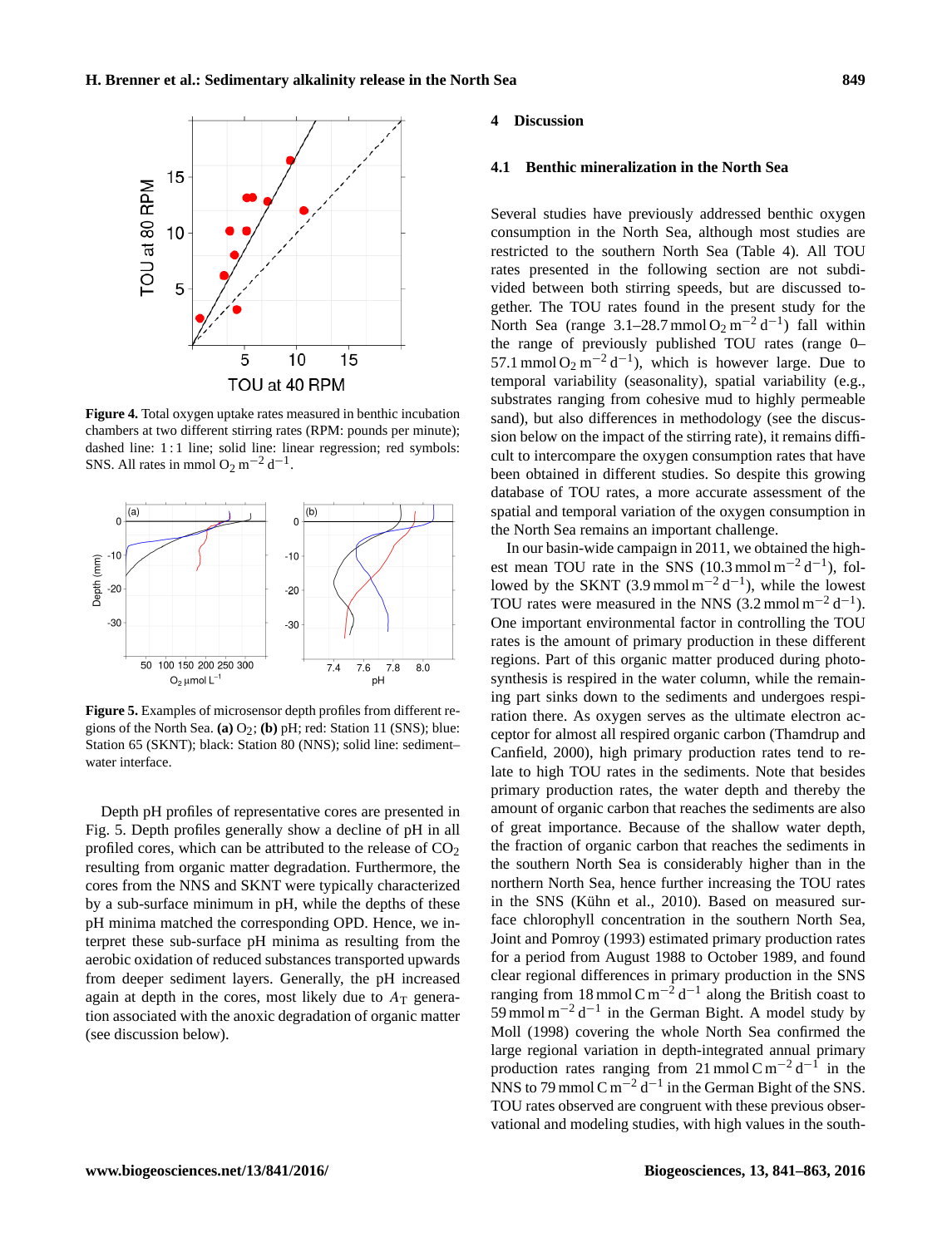**Figure 4.** Total oxygen uptake rates measured in benthic incubation chambers at two different stirring rates (RPM: pounds per minute); dashed line: 1 : 1 line; solid line: linear regression; red symbols: SNS. All rates in mmol $O_2$ $m^{-2}$ $d^{-1}$.

**Figure 5.** Examples of microsensor depth profiles from different regions of the North Sea. **(a)** $O_2$; **(b)** pH; red: Station 11 (SNS); blue: Station 65 (SKNT); black: Station 80 (NNS); solid line: sediment–water interface.

Depth pH profiles of representative cores are presented in Fig. 5. Depth profiles generally show a decline of pH in all profiled cores, which can be attributed to the release of $CO_2$ resulting from organic matter degradation. Furthermore, the cores from the NNS and SKNT were typically characterized by a sub-surface minimum in pH, while the depths of these pH minima matched the corresponding OPD. Hence, we interpret these sub-surface pH minima as resulting from the aerobic oxidation of reduced substances transported upwards from deeper sediment layers. Generally, the pH increased again at depth in the cores, most likely due to $A_T$ generation associated with the anoxic degradation of organic matter (see discussion below).

## 4 Discussion

### 4.1 Benthic mineralization in the North Sea

Several studies have previously addressed benthic oxygen consumption in the North Sea, although most studies are restricted to the southern North Sea (Table 4). All TOU rates presented in the following section are not subdivided between both stirring speeds, but are discussed together. The TOU rates found in the present study for the North Sea (range 3.1–28.7 mmol $O_2$ $m^{-2}$ $d^{-1}$) fall within the range of previously published TOU rates (range 0–57.1 mmol $O_2$ $m^{-2}$ $d^{-1}$), which is however large. Due to temporal variability (seasonality), spatial variability (e.g., substrates ranging from cohesive mud to highly permeable sand), but also differences in methodology (see the discussion below on the impact of the stirring rate), it remains difficult to intercompare the oxygen consumption rates that have been obtained in different studies. So despite this growing database of TOU rates, a more accurate assessment of the spatial and temporal variation of the oxygen consumption in the North Sea remains an important challenge.

In our basin-wide campaign in 2011, we obtained the highest mean TOU rate in the SNS (10.3 mmol $m^{-2}$ $d^{-1}$), followed by the SKNT (3.9 mmol $m^{-2}$ $d^{-1}$), while the lowest TOU rates were measured in the NNS (3.2 mmol $m^{-2}$ $d^{-1}$). One important environmental factor in controlling the TOU rates is the amount of primary production in these different regions. Part of this organic matter produced during photosynthesis is respired in the water column, while the remaining part sinks down to the sediments and undergoes respiration there. As oxygen serves as the ultimate electron acceptor for almost all respired organic carbon (Thamdrup and Canfield, 2000), high primary production rates tend to relate to high TOU rates in the sediments. Note that besides primary production rates, the water depth and thereby the amount of organic carbon that reaches the sediments are also of great importance. Because of the shallow water depth, the fraction of organic carbon that reaches the sediments in the southern North Sea is considerably higher than in the northern North Sea, hence further increasing the TOU rates in the SNS (Kühn et al., 2010). Based on measured surface chlorophyll concentration in the southern North Sea, Joint and Pomroy (1993) estimated primary production rates for a period from August 1988 to October 1989, and found clear regional differences in primary production in the SNS ranging from 18 mmol C $m^{-2}$ $d^{-1}$ along the British coast to 59 mmol $m^{-2}$ $d^{-1}$ in the German Bight. A model study by Moll (1998) covering the whole North Sea confirmed the large regional variation in depth-integrated annual primary production rates ranging from 21 mmol C $m^{-2}$ $d^{-1}$ in the NNS to 79 mmol C $m^{-2}$ $d^{-1}$ in the German Bight of the SNS. TOU rates observed are congruent with these previous observational and modeling studies, with high values in the south-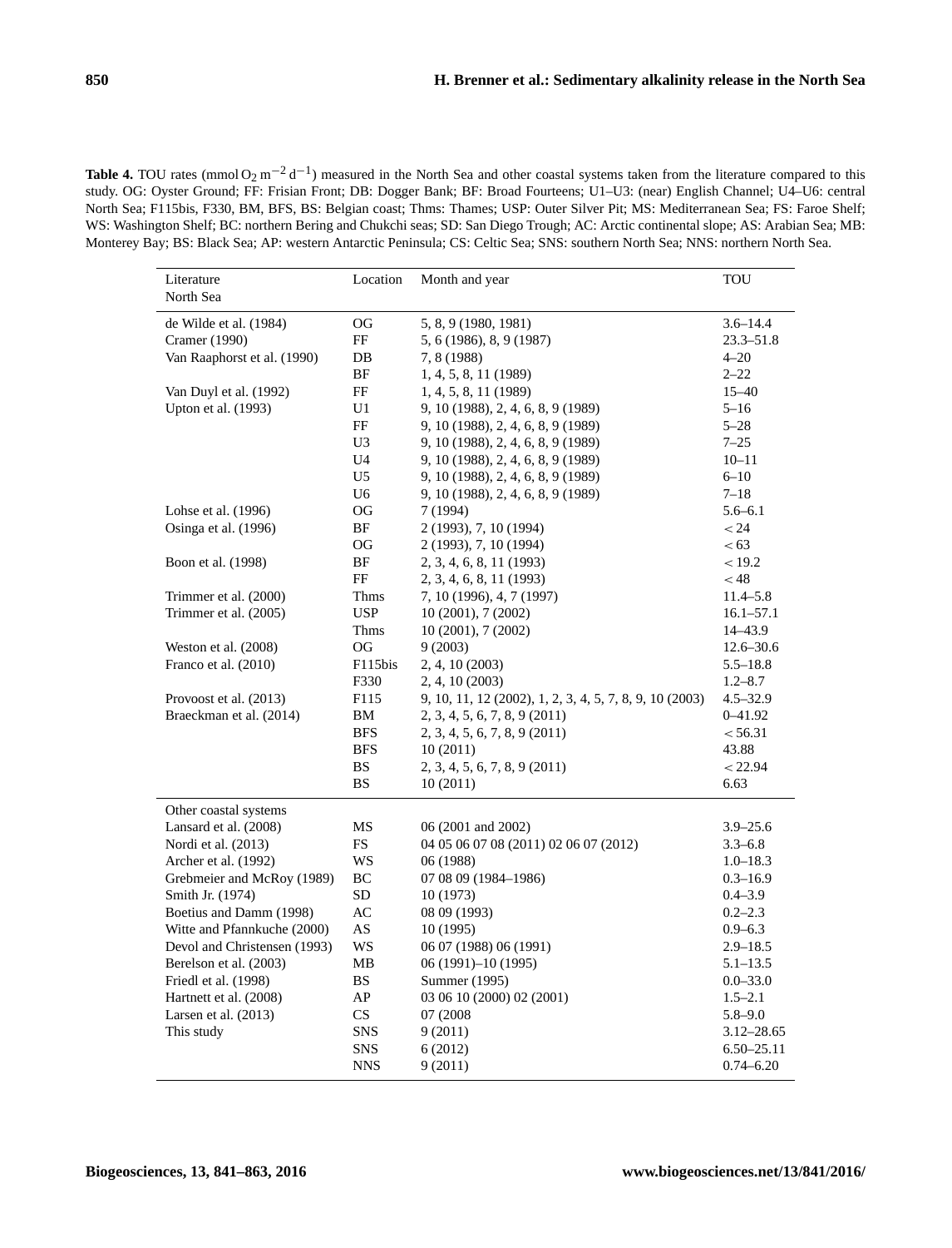**Table 4.** TOU rates (mmol $O_2$ $m^{-2}$ $d^{-1}$) measured in the North Sea and other coastal systems taken from the literature compared to this study. OG: Oyster Ground; FF: Frisian Front; DB: Dogger Bank; BF: Broad Fourteens; U1–U3: (near) English Channel; U4–U6: central North Sea; F115bis, F330, BM, BFS, BS: Belgian coast; Thms: Thames; USP: Outer Silver Pit; MS: Mediterranean Sea; FS: Faroe Shelf; WS: Washington Shelf; BC: northern Bering and Chukchi seas; SD: San Diego Trough; AC: Arctic continental slope; AS: Arabian Sea; MB: Monterey Bay; BS: Black Sea; AP: western Antarctic Peninsula; CS: Celtic Sea; SNS: southern North Sea; NNS: northern North Sea.

| Literature<br>North Sea | Location | Month and year | TOU |
|---|---|---|---|
| de Wilde et al. (1984) | OG | 5, 8, 9 (1980, 1981) | 3.6–14.4 |
| Cramer (1990) | FF | 5, 6 (1986), 8, 9 (1987) | 23.3–51.8 |
| Van Raaphorst et al. (1990) | DB | 7, 8 (1988) | 4–20 |
| | BF | 1, 4, 5, 8, 11 (1989) | 2–22 |
| Van Duyl et al. (1992) | FF | 1, 4, 5, 8, 11 (1989) | 15–40 |
| Upton et al. (1993) | U1 | 9, 10 (1988), 2, 4, 6, 8, 9 (1989) | 5–16 |
| | FF | 9, 10 (1988), 2, 4, 6, 8, 9 (1989) | 5–28 |
| | U3 | 9, 10 (1988), 2, 4, 6, 8, 9 (1989) | 7–25 |
| | U4 | 9, 10 (1988), 2, 4, 6, 8, 9 (1989) | 10–11 |
| | U5 | 9, 10 (1988), 2, 4, 6, 8, 9 (1989) | 6–10 |
| | U6 | 9, 10 (1988), 2, 4, 6, 8, 9 (1989) | 7–18 |
| Lohse et al. (1996) | OG | 7 (1994) | 5.6–6.1 |
| Osinga et al. (1996) | BF | 2 (1993), 7, 10 (1994) | < 24 |
| | OG | 2 (1993), 7, 10 (1994) | < 63 |
| Boon et al. (1998) | BF | 2, 3, 4, 6, 8, 11 (1993) | < 19.2 |
| | FF | 2, 3, 4, 6, 8, 11 (1993) | < 48 |
| Trimmer et al. (2000) | Thms | 7, 10 (1996), 4, 7 (1997) | 11.4–5.8 |
| Trimmer et al. (2005) | USP | 10 (2001), 7 (2002) | 16.1–57.1 |
| | Thms | 10 (2001), 7 (2002) | 14–43.9 |
| Weston et al. (2008) | OG | 9 (2003) | 12.6–30.6 |
| Franco et al. (2010) | F115bis | 2, 4, 10 (2003) | 5.5–18.8 |
| | F330 | 2, 4, 10 (2003) | 1.2–8.7 |
| Provoost et al. (2013) | F115 | 9, 10, 11, 12 (2002), 1, 2, 3, 4, 5, 7, 8, 9, 10 (2003) | 4.5–32.9 |
| Braeckman et al. (2014) | BM | 2, 3, 4, 5, 6, 7, 8, 9 (2011) | 0–41.92 |
| | BFS | 2, 3, 4, 5, 6, 7, 8, 9 (2011) | < 56.31 |
| | BFS | 10 (2011) | 43.88 |
| | BS | 2, 3, 4, 5, 6, 7, 8, 9 (2011) | < 22.94 |
| | BS | 10 (2011) | 6.63 |
| Other coastal systems | | | |
| Lansard et al. (2008) | MS | 06 (2001 and 2002) | 3.9–25.6 |
| Nordi et al. (2013) | FS | 04 05 06 07 08 (2011) 02 06 07 (2012) | 3.3–6.8 |
| Archer et al. (1992) | WS | 06 (1988) | 1.0–18.3 |
| Grebmeier and McRoy (1989) | BC | 07 08 09 (1984–1986) | 0.3–16.9 |
| Smith Jr. (1974) | SD | 10 (1973) | 0.4–3.9 |
| Boetius and Damm (1998) | AC | 08 09 (1993) | 0.2–2.3 |
| Witte and Pfannkuche (2000) | AS | 10 (1995) | 0.9–6.3 |
| Devol and Christensen (1993) | WS | 06 07 (1988) 06 (1991) | 2.9–18.5 |
| Berelson et al. (2003) | MB | 06 (1991)–10 (1995) | 5.1–13.5 |
| Friedl et al. (1998) | BS | Summer (1995) | 0.0–33.0 |
| Hartnett et al. (2008) | AP | 03 06 10 (2000) 02 (2001) | 1.5–2.1 |
| Larsen et al. (2013) | CS | 07 (2008 | 5.8–9.0 |
| This study | SNS | 9 (2011) | 3.12–28.65 |
| | SNS | 6 (2012) | 6.50–25.11 |
| | NNS | 9 (2011) | 0.74–6.20 |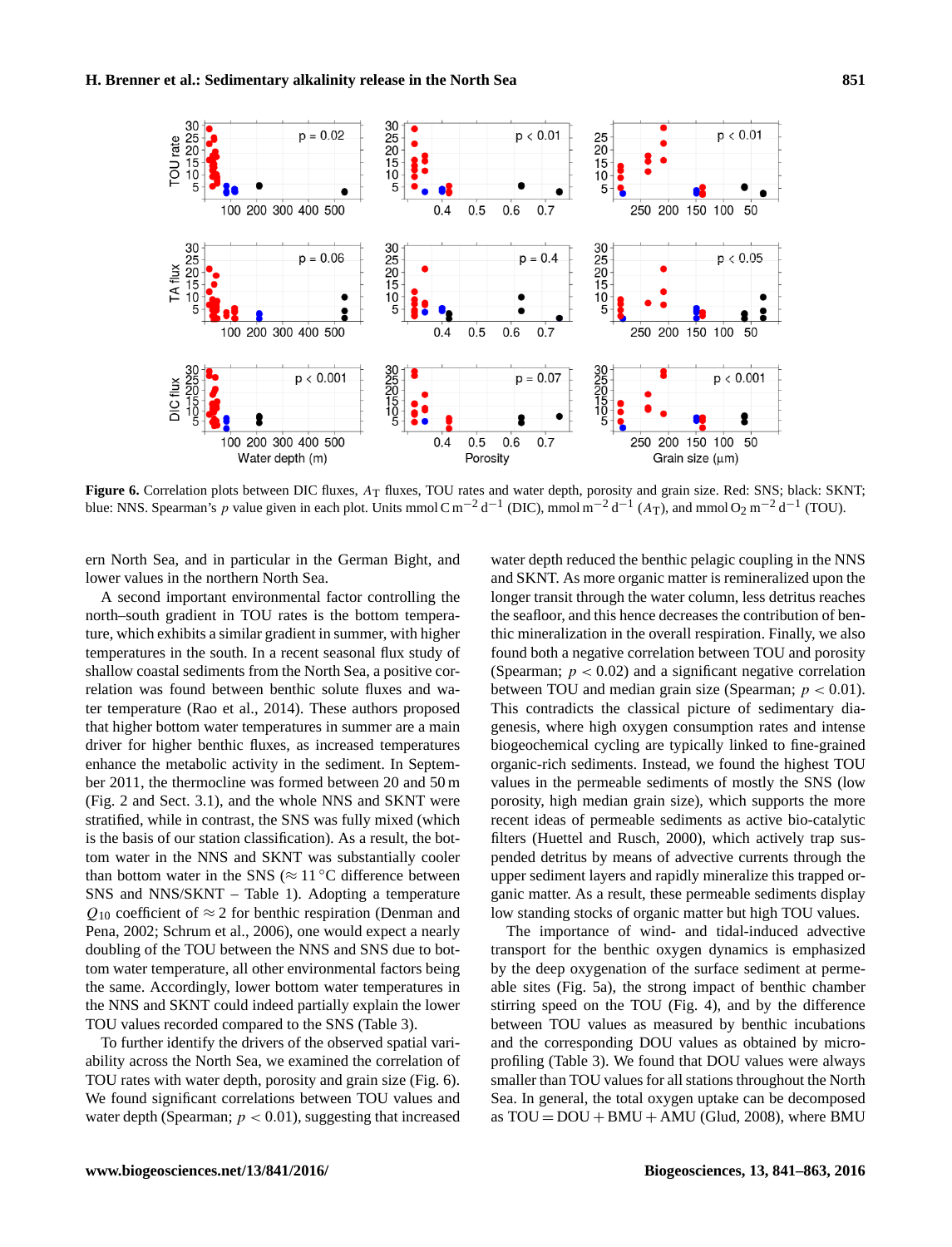**Figure 6.** Correlation plots between DIC fluxes, $A_T$ fluxes, TOU rates and water depth, porosity and grain size. Red: SNS; black: SKNT; blue: NNS. Spearman's $p$ value given in each plot. Units mmol C $m^{-2}$ $d^{-1}$ (DIC), mmol $m^{-2}$ $d^{-1}$ ($A_T$), and mmol $O_2$ $m^{-2}$ $d^{-1}$ (TOU).

ern North Sea, and in particular in the German Bight, and lower values in the northern North Sea.

A second important environmental factor controlling the north–south gradient in TOU rates is the bottom temperature, which exhibits a similar gradient in summer, with higher temperatures in the south. In a recent seasonal flux study of shallow coastal sediments from the North Sea, a positive correlation was found between benthic solute fluxes and water temperature (Rao et al., 2014). These authors proposed that higher bottom water temperatures in summer are a main driver for higher benthic fluxes, as increased temperatures enhance the metabolic activity in the sediment. In September 2011, the thermocline was formed between 20 and 50 m (Fig. 2 and Sect. 3.1), and the whole NNS and SKNT were stratified, while in contrast, the SNS was fully mixed (which is the basis of our station classification). As a result, the bottom water in the NNS and SKNT was substantially cooler than bottom water in the SNS ($\approx 11\,^{\circ}$C difference between SNS and NNS/SKNT – Table 1). Adopting a temperature $Q_{10}$ coefficient of $\approx 2$ for benthic respiration (Denman and Pena, 2002; Schrum et al., 2006), one would expect a nearly doubling of the TOU between the NNS and SNS due to bottom water temperature, all other environmental factors being the same. Accordingly, lower bottom water temperatures in the NNS and SKNT could indeed partially explain the lower TOU values recorded compared to the SNS (Table 3).

To further identify the drivers of the observed spatial variability across the North Sea, we examined the correlation of TOU rates with water depth, porosity and grain size (Fig. 6). We found significant correlations between TOU values and water depth (Spearman; $p < 0.01$), suggesting that increased water depth reduced the benthic pelagic coupling in the NNS and SKNT. As more organic matter is remineralized upon the longer transit through the water column, less detritus reaches the seafloor, and this hence decreases the contribution of benthic mineralization in the overall respiration. Finally, we also found both a negative correlation between TOU and porosity (Spearman; $p < 0.02$) and a significant negative correlation between TOU and median grain size (Spearman; $p < 0.01$). This contradicts the classical picture of sedimentary diagenesis, where high oxygen consumption rates and intense biogeochemical cycling are typically linked to fine-grained organic-rich sediments. Instead, we found the highest TOU values in the permeable sediments of mostly the SNS (low porosity, high median grain size), which supports the more recent ideas of permeable sediments as active bio-catalytic filters (Huettel and Rusch, 2000), which actively trap suspended detritus by means of advective currents through the upper sediment layers and rapidly mineralize this trapped organic matter. As a result, these permeable sediments display low standing stocks of organic matter but high TOU values.

The importance of wind- and tidal-induced advective transport for the benthic oxygen dynamics is emphasized by the deep oxygenation of the surface sediment at permeable sites (Fig. 5a), the strong impact of benthic chamber stirring speed on the TOU (Fig. 4), and by the difference between TOU values as measured by benthic incubations and the corresponding DOU values as obtained by microprofiling (Table 3). We found that DOU values were always smaller than TOU values for all stations throughout the North Sea. In general, the total oxygen uptake can be decomposed as TOU = DOU + BMU + AMU (Glud, 2008), where BMU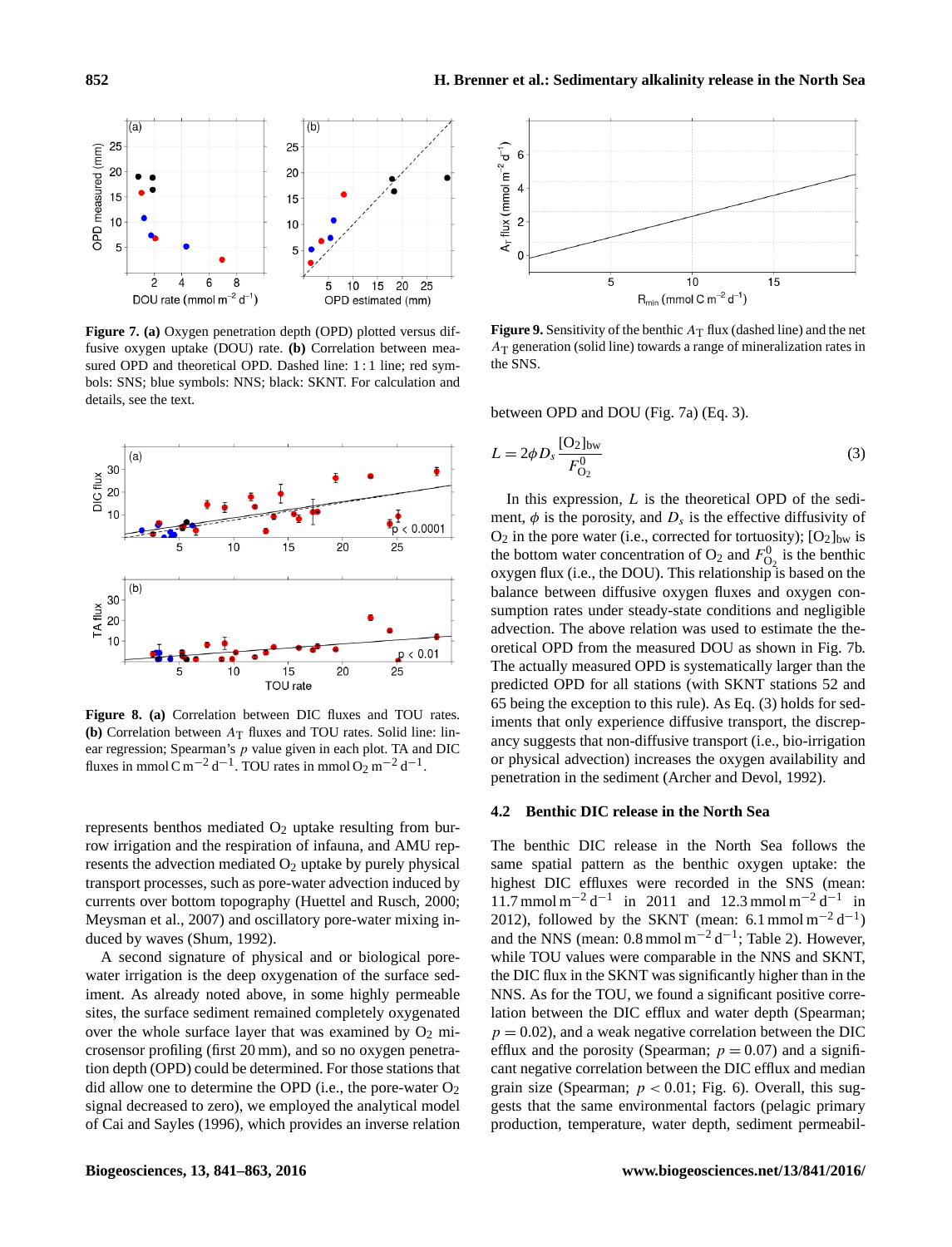**Figure 7. (a)** Oxygen penetration depth (OPD) plotted versus diffusive oxygen uptake (DOU) rate. **(b)** Correlation between measured OPD and theoretical OPD. Dashed line: 1 : 1 line; red symbols: SNS; blue symbols: NNS; black: SKNT. For calculation and details, see the text.

**Figure 8. (a)** Correlation between DIC fluxes and TOU rates. **(b)** Correlation between $A_T$ fluxes and TOU rates. Solid line: linear regression; Spearman's $p$ value given in each plot. TA and DIC fluxes in mmol C $m^{-2}$ $d^{-1}$. TOU rates in mmol $O_2$ $m^{-2}$ $d^{-1}$.

represents benthos mediated $O_2$ uptake resulting from burrow irrigation and the respiration of infauna, and AMU represents the advection mediated $O_2$ uptake by purely physical transport processes, such as pore-water advection induced by currents over bottom topography (Huettel and Rusch, 2000; Meysman et al., 2007) and oscillatory pore-water mixing induced by waves (Shum, 1992).

A second signature of physical and or biological pore-water irrigation is the deep oxygenation of the surface sediment. As already noted above, in some highly permeable sites, the surface sediment remained completely oxygenated over the whole surface layer that was examined by $O_2$ microsensor profiling (first 20 mm), and so no oxygen penetration depth (OPD) could be determined. For those stations that did allow one to determine the OPD (i.e., the pore-water $O_2$ signal decreased to zero), we employed the analytical model of Cai and Sayles (1996), which provides an inverse relation

**Figure 9.** Sensitivity of the benthic $A_T$ flux (dashed line) and the net $A_T$ generation (solid line) towards a range of mineralization rates in the SNS.

between OPD and DOU (Fig. 7a) (Eq. 3).

$$L = 2\phi D_s \frac{[O_2]_{bw}}{F^0_{O_2}} \tag{3}$$

In this expression, $L$ is the theoretical OPD of the sediment, $\phi$ is the porosity, and $D_s$ is the effective diffusivity of $O_2$ in the pore water (i.e., corrected for tortuosity); $[O_2]_{bw}$ is the bottom water concentration of $O_2$ and $F^0_{O_2}$ is the benthic oxygen flux (i.e., the DOU). This relationship is based on the balance between diffusive oxygen fluxes and oxygen consumption rates under steady-state conditions and negligible advection. The above relation was used to estimate the theoretical OPD from the measured DOU as shown in Fig. 7b. The actually measured OPD is systematically larger than the predicted OPD for all stations (with SKNT stations 52 and 65 being the exception to this rule). As Eq. (3) holds for sediments that only experience diffusive transport, the discrepancy suggests that non-diffusive transport (i.e., bio-irrigation or physical advection) increases the oxygen availability and penetration in the sediment (Archer and Devol, 1992).

### 4.2 Benthic DIC release in the North Sea

The benthic DIC release in the North Sea follows the same spatial pattern as the benthic oxygen uptake: the highest DIC effluxes were recorded in the SNS (mean: 11.7 mmol $m^{-2}$ $d^{-1}$ in 2011 and 12.3 mmol $m^{-2}$ $d^{-1}$ in 2012), followed by the SKNT (mean: 6.1 mmol $m^{-2}$ $d^{-1}$) and the NNS (mean: 0.8 mmol $m^{-2}$ $d^{-1}$; Table 2). However, while TOU values were comparable in the NNS and SKNT, the DIC flux in the SKNT was significantly higher than in the NNS. As for the TOU, we found a significant positive correlation between the DIC efflux and water depth (Spearman; $p = 0.02$), and a weak negative correlation between the DIC efflux and the porosity (Spearman; $p = 0.07$) and a significant negative correlation between the DIC efflux and median grain size (Spearman; $p < 0.01$; Fig. 6). Overall, this suggests that the same environmental factors (pelagic primary production, temperature, water depth, sediment permeabil-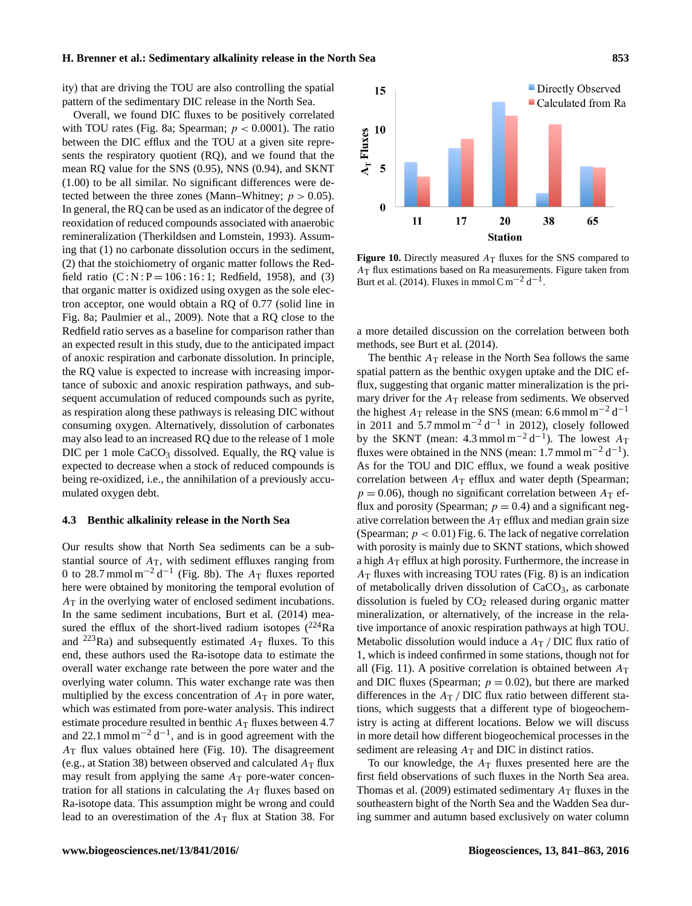ity) that are driving the TOU are also controlling the spatial pattern of the sedimentary DIC release in the North Sea.

Overall, we found DIC fluxes to be positively correlated with TOU rates (Fig. 8a; Spearman; $p < 0.0001$). The ratio between the DIC efflux and the TOU at a given site represents the respiratory quotient (RQ), and we found that the mean RQ value for the SNS (0.95), NNS (0.94), and SKNT (1.00) to be all similar. No significant differences were detected between the three zones (Mann–Whitney; $p > 0.05$). In general, the RQ can be used as an indicator of the degree of reoxidation of reduced compounds associated with anaerobic remineralization (Therkildsen and Lomstein, 1993). Assuming that (1) no carbonate dissolution occurs in the sediment, (2) that the stoichiometry of organic matter follows the Redfield ratio (C : N : P = 106 : 16 : 1; Redfield, 1958), and (3) that organic matter is oxidized using oxygen as the sole electron acceptor, one would obtain a RQ of 0.77 (solid line in Fig. 8a; Paulmier et al., 2009). Note that a RQ close to the Redfield ratio serves as a baseline for comparison rather than an expected result in this study, due to the anticipated impact of anoxic respiration and carbonate dissolution. In principle, the RQ value is expected to increase with increasing importance of suboxic and anoxic respiration pathways, and subsequent accumulation of reduced compounds such as pyrite, as respiration along these pathways is releasing DIC without consuming oxygen. Alternatively, dissolution of carbonates may also lead to an increased RQ due to the release of 1 mole DIC per 1 mole $CaCO_3$ dissolved. Equally, the RQ value is expected to decrease when a stock of reduced compounds is being re-oxidized, i.e., the annihilation of a previously accumulated oxygen debt.

### 4.3 Benthic alkalinity release in the North Sea

Our results show that North Sea sediments can be a substantial source of $A_T$, with sediment effluxes ranging from 0 to 28.7 mmol m$^{-2}$ d$^{-1}$ (Fig. 8b). The $A_T$ fluxes reported here were obtained by monitoring the temporal evolution of $A_T$ in the overlying water of enclosed sediment incubations. In the same sediment incubations, Burt et al. (2014) measured the efflux of the short-lived radium isotopes ($^{224}$Ra and $^{223}$Ra) and subsequently estimated $A_T$ fluxes. To this end, these authors used the Ra-isotope data to estimate the overall water exchange rate between the pore water and the overlying water column. This water exchange rate was then multiplied by the excess concentration of $A_T$ in pore water, which was estimated from pore-water analysis. This indirect estimate procedure resulted in benthic $A_T$ fluxes between 4.7 and 22.1 mmol m$^{-2}$ d$^{-1}$, and is in good agreement with the $A_T$ flux values obtained here (Fig. 10). The disagreement (e.g., at Station 38) between observed and calculated $A_T$ flux may result from applying the same $A_T$ pore-water concentration for all stations in calculating the $A_T$ fluxes based on Ra-isotope data. This assumption might be wrong and could lead to an overestimation of the $A_T$ flux at Station 38. For a more detailed discussion on the correlation between both methods, see Burt et al. (2014).

**Figure 10.** Directly measured $A_T$ fluxes for the SNS compared to $A_T$ flux estimations based on Ra measurements. Figure taken from Burt et al. (2014). Fluxes in mmol C m$^{-2}$ d$^{-1}$.

The benthic $A_T$ release in the North Sea follows the same spatial pattern as the benthic oxygen uptake and the DIC efflux, suggesting that organic matter mineralization is the primary driver for the $A_T$ release from sediments. We observed the highest $A_T$ release in the SNS (mean: 6.6 mmol m$^{-2}$ d$^{-1}$ in 2011 and 5.7 mmol m$^{-2}$ d$^{-1}$ in 2012), closely followed by the SKNT (mean: 4.3 mmol m$^{-2}$ d$^{-1}$). The lowest $A_T$ fluxes were obtained in the NNS (mean: 1.7 mmol m$^{-2}$ d$^{-1}$). As for the TOU and DIC efflux, we found a weak positive correlation between $A_T$ efflux and water depth (Spearman; $p = 0.06$), though no significant correlation between $A_T$ efflux and porosity (Spearman; $p = 0.4$) and a significant negative correlation between the $A_T$ efflux and median grain size (Spearman; $p < 0.01$) Fig. 6. The lack of negative correlation with porosity is mainly due to SKNT stations, which showed a high $A_T$ efflux at high porosity. Furthermore, the increase in $A_T$ fluxes with increasing TOU rates (Fig. 8) is an indication of metabolically driven dissolution of $CaCO_3$, as carbonate dissolution is fueled by $CO_2$ released during organic matter mineralization, or alternatively, of the increase in the relative importance of anoxic respiration pathways at high TOU. Metabolic dissolution would induce a $A_T$ / DIC flux ratio of 1, which is indeed confirmed in some stations, though not for all (Fig. 11). A positive correlation is obtained between $A_T$ and DIC fluxes (Spearman; $p = 0.02$), but there are marked differences in the $A_T$ / DIC flux ratio between different stations, which suggests that a different type of biogeochemistry is acting at different locations. Below we will discuss in more detail how different biogeochemical processes in the sediment are releasing $A_T$ and DIC in distinct ratios.

To our knowledge, the $A_T$ fluxes presented here are the first field observations of such fluxes in the North Sea area. Thomas et al. (2009) estimated sedimentary $A_T$ fluxes in the southeastern bight of the North Sea and the Wadden Sea during summer and autumn based exclusively on water column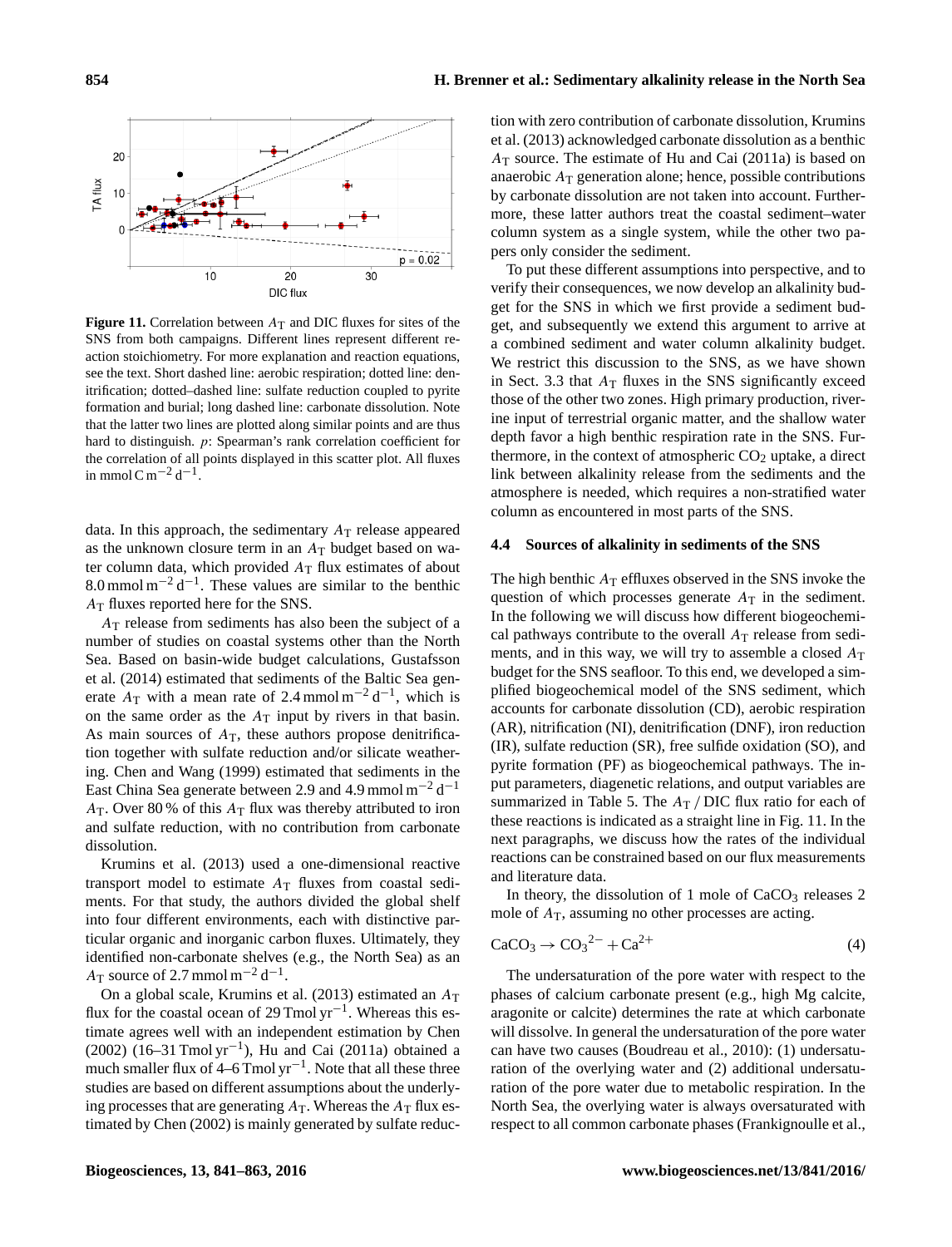**Figure 11.** Correlation between $A_T$ and DIC fluxes for sites of the SNS from both campaigns. Different lines represent different reaction stoichiometry. For more explanation and reaction equations, see the text. Short dashed line: aerobic respiration; dotted line: denitrification; dotted–dashed line: sulfate reduction coupled to pyrite formation and burial; long dashed line: carbonate dissolution. Note that the latter two lines are plotted along similar points and are thus hard to distinguish. $p$: Spearman's rank correlation coefficient for the correlation of all points displayed in this scatter plot. All fluxes in $\mathrm{mmol\,C\,m^{-2}\,d^{-1}}$.

data. In this approach, the sedimentary $A_T$ release appeared as the unknown closure term in an $A_T$ budget based on water column data, which provided $A_T$ flux estimates of about $8.0\,\mathrm{mmol\,m^{-2}\,d^{-1}}$. These values are similar to the benthic $A_T$ fluxes reported here for the SNS.

$A_T$ release from sediments has also been the subject of a number of studies on coastal systems other than the North Sea. Based on basin-wide budget calculations, Gustafsson et al. (2014) estimated that sediments of the Baltic Sea generate $A_T$ with a mean rate of $2.4\,\mathrm{mmol\,m^{-2}\,d^{-1}}$, which is on the same order as the $A_T$ input by rivers in that basin. As main sources of $A_T$, these authors propose denitrification together with sulfate reduction and/or silicate weathering. Chen and Wang (1999) estimated that sediments in the East China Sea generate between 2.9 and $4.9\,\mathrm{mmol\,m^{-2}\,d^{-1}}$ $A_T$. Over 80 % of this $A_T$ flux was thereby attributed to iron and sulfate reduction, with no contribution from carbonate dissolution.

Krumins et al. (2013) used a one-dimensional reactive transport model to estimate $A_T$ fluxes from coastal sediments. For that study, the authors divided the global shelf into four different environments, each with distinctive particular organic and inorganic carbon fluxes. Ultimately, they identified non-carbonate shelves (e.g., the North Sea) as an $A_T$ source of $2.7\,\mathrm{mmol\,m^{-2}\,d^{-1}}$.

On a global scale, Krumins et al. (2013) estimated an $A_T$ flux for the coastal ocean of $29\,\mathrm{Tmol\,yr^{-1}}$. Whereas this estimate agrees well with an independent estimation by Chen (2002) ($16$–$31\,\mathrm{Tmol\,yr^{-1}}$), Hu and Cai (2011a) obtained a much smaller flux of $4$–$6\,\mathrm{Tmol\,yr^{-1}}$. Note that all these three studies are based on different assumptions about the underlying processes that are generating $A_T$. Whereas the $A_T$ flux estimated by Chen (2002) is mainly generated by sulfate reduction with zero contribution of carbonate dissolution, Krumins et al. (2013) acknowledged carbonate dissolution as a benthic $A_T$ source. The estimate of Hu and Cai (2011a) is based on anaerobic $A_T$ generation alone; hence, possible contributions by carbonate dissolution are not taken into account. Furthermore, these latter authors treat the coastal sediment–water column system as a single system, while the other two papers only consider the sediment.

To put these different assumptions into perspective, and to verify their consequences, we now develop an alkalinity budget for the SNS in which we first provide a sediment budget, and subsequently we extend this argument to arrive at a combined sediment and water column alkalinity budget. We restrict this discussion to the SNS, as we have shown in Sect. 3.3 that $A_T$ fluxes in the SNS significantly exceed those of the other two zones. High primary production, riverine input of terrestrial organic matter, and the shallow water depth favor a high benthic respiration rate in the SNS. Furthermore, in the context of atmospheric $CO_2$ uptake, a direct link between alkalinity release from the sediments and the atmosphere is needed, which requires a non-stratified water column as encountered in most parts of the SNS.

### 4.4 Sources of alkalinity in sediments of the SNS

The high benthic $A_T$ effluxes observed in the SNS invoke the question of which processes generate $A_T$ in the sediment. In the following we will discuss how different biogeochemical pathways contribute to the overall $A_T$ release from sediments, and in this way, we will try to assemble a closed $A_T$ budget for the SNS seafloor. To this end, we developed a simplified biogeochemical model of the SNS sediment, which accounts for carbonate dissolution (CD), aerobic respiration (AR), nitrification (NI), denitrification (DNF), iron reduction (IR), sulfate reduction (SR), free sulfide oxidation (SO), and pyrite formation (PF) as biogeochemical pathways. The input parameters, diagenetic relations, and output variables are summarized in Table 5. The $A_T$ / DIC flux ratio for each of these reactions is indicated as a straight line in Fig. 11. In the next paragraphs, we discuss how the rates of the individual reactions can be constrained based on our flux measurements and literature data.

In theory, the dissolution of 1 mole of $CaCO_3$ releases 2 mole of $A_T$, assuming no other processes are acting.

$$CaCO_3 \rightarrow CO_3^{2-} + Ca^{2+} \tag{4}$$

The undersaturation of the pore water with respect to the phases of calcium carbonate present (e.g., high Mg calcite, aragonite or calcite) determines the rate at which carbonate will dissolve. In general the undersaturation of the pore water can have two causes (Boudreau et al., 2010): (1) undersaturation of the overlying water and (2) additional undersaturation of the pore water due to metabolic respiration. In the North Sea, the overlying water is always oversaturated with respect to all common carbonate phases (Frankignoulle et al.,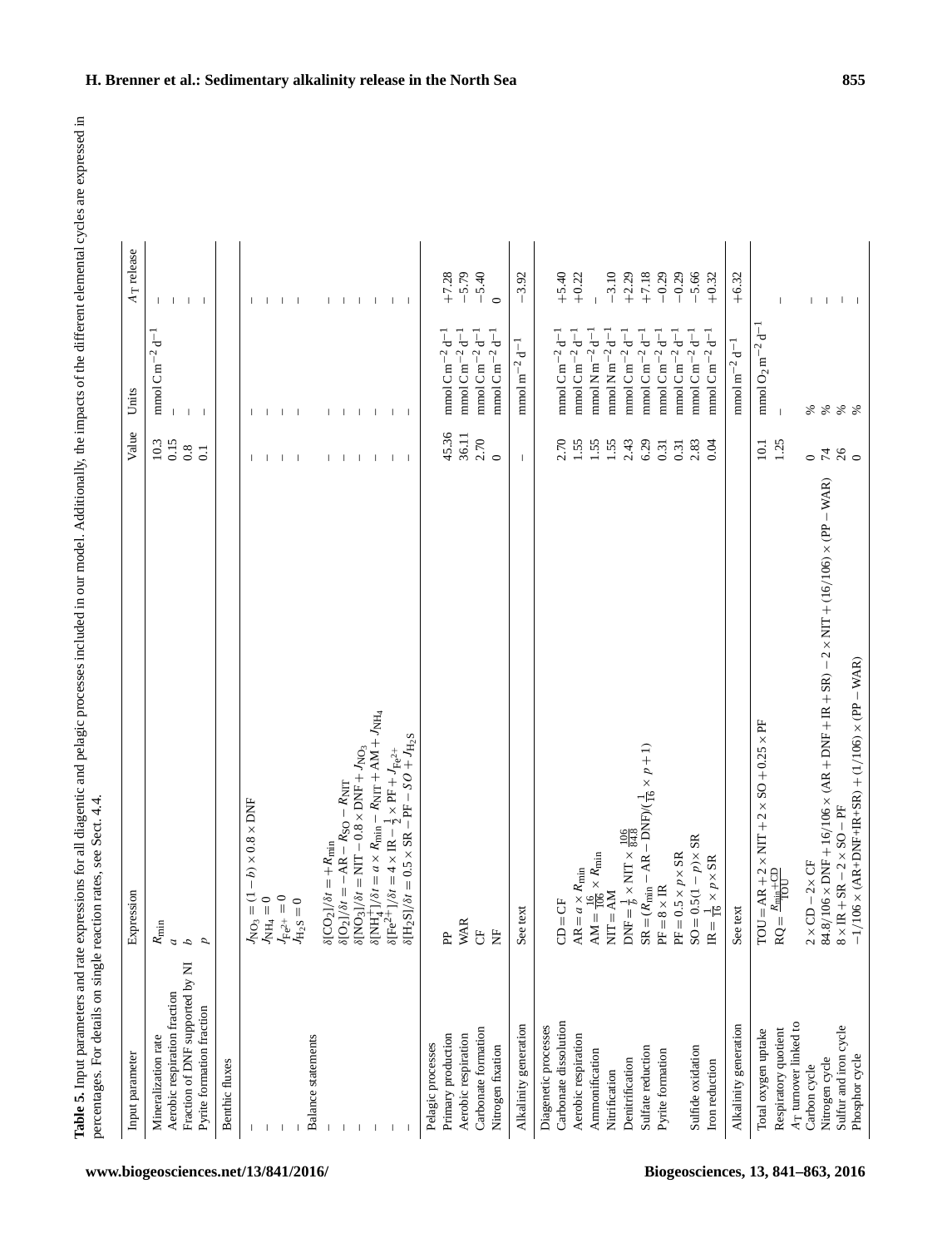**Table 5.** Input parameters and rate expressions for all diagenetic and pelagic processes included in our model. Additionally, the impacts of the different elemental cycles are expressed in percentages. For details on single reaction rates, see Sect. 4.4.

| Input parameter | Expression | Value | Units | $A_T$ release |
|---|---|---|---|---|
| Mineralization rate | $R_{min}$ | 10.3 | $mmol\,C\,m^{-2}\,d^{-1}$ | – |
| Aerobic respiration fraction | $a$ | 0.15 | – | – |
| Fraction of DNF supported by NI | $b$ | 0.8 | – | – |
| Pyrite formation fraction | $p$ | 0.1 | – | – |
| Benthic fluxes | | | | |
| – | $J_{NO_3} = (1-b) \times 0.8 \times DNF$ | – | – | – |
| – | $J_{NH_4} = 0$ | – | – | – |
| – | $J_{Fe^{2+}} = 0$ | – | – | – |
| – | $J_{H_2S} = 0$ | – | – | – |
| Balance statements | | | | |
| – | $\delta[CO_2]/\delta t = +R_{min}$ | – | – | – |
| – | $\delta[O_2]/\delta t = -AR - R_{SO} - R_{NIT}$ | – | – | – |
| – | $\delta[NO_3]/\delta t = NIT - 0.8 \times DNF + J_{NO_3}$ | – | – | – |
| – | $\delta[NH_4^+]/\delta t = a \times R_{min} - R_{NIT} + AM + J_{NH_4}$ | – | – | – |
| – | $\delta[Fe^{2+}]/\delta t = 4 \times IR - \frac{1}{2} \times PF + J_{Fe^{2+}}$ | – | – | – |
| – | $\delta[H_2S]/\delta t = 0.5 \times SR - PF - SO + J_{H_2S}$ | – | – | – |
| Pelagic processes | | | | |
| Primary production | PP | 45.36 | $mmol\,C\,m^{-2}\,d^{-1}$ | +7.28 |
| Aerobic respiration | WAR | 36.11 | $mmol\,C\,m^{-2}\,d^{-1}$ | −5.79 |
| Carbonate formation | CF | 2.70 | $mmol\,C\,m^{-2}\,d^{-1}$ | −5.40 |
| Nitrogen fixation | NF | 0 | $mmol\,C\,m^{-2}\,d^{-1}$ | 0 |
| Alkalinity generation | See text | – | $mmol\,m^{-2}\,d^{-1}$ | −3.92 |
| Diagenetic processes | | | | |
| Carbonate dissolution | $CD = CF$ | 2.70 | $mmol\,C\,m^{-2}\,d^{-1}$ | +5.40 |
| Aerobic respiration | $AR = a \times R_{min}$ | 1.55 | $mmol\,C\,m^{-2}\,d^{-1}$ | +0.22 |
| Ammonification | $AM = \frac{16}{106} \times R_{min}$ | 1.55 | $mmol\,N\,m^{-2}\,d^{-1}$ | – |
| Nitrification | $NIT = AM$ | 1.55 | $mmol\,N\,m^{-2}\,d^{-1}$ | −3.10 |
| Denitrification | $DNF = \frac{1}{b} \times NIT \times \frac{106}{84.8}$ | 2.43 | $mmol\,C\,m^{-2}\,d^{-1}$ | +2.29 |
| Sulfate reduction | $SR = (R_{min} - AR - DNF)/(\frac{1}{16} \times p + 1)$ | 6.29 | $mmol\,C\,m^{-2}\,d^{-1}$ | +7.18 |
| Pyrite formation | $PF = 8 \times IR$ | 0.31 | $mmol\,C\,m^{-2}\,d^{-1}$ | −0.29 |
| Sulfide oxidation | $SO = 0.5(1-p) \times SR$ | 0.31 | $mmol\,C\,m^{-2}\,d^{-1}$ | −0.29 |
| | | 2.83 | $mmol\,C\,m^{-2}\,d^{-1}$ | −5.66 |
| Iron reduction | $IR = \frac{1}{16} \times p \times SR$ | 0.04 | $mmol\,C\,m^{-2}\,d^{-1}$ | +0.32 |
| Alkalinity generation | See text | | $mmol\,m^{-2}\,d^{-1}$ | +6.32 |
| Total oxygen uptake | $TOU = AR + 2 \times NIT + 2 \times SO + 0.25 \times PF$ | 10.1 | $mmol\,O_2\,m^{-2}\,d^{-1}$ | |
| Respiratory quotient | $RQ = \frac{R_{min}+CD}{TOU}$ | 1.25 | – | – |
| $A_T$ turnover linked to | | | | |
| Carbon cycle | $2 \times CD - 2 \times CF$ | 0 | % | – |
| Nitrogen cycle | $84.8/106 \times DNF + 16/106 \times (AR + DNF + IR + SR) - 2 \times NIT + (16/106) \times (PP - WAR)$ | 74 | % | – |
| Sulfur and iron cycle | $8 \times IR + SR - 2 \times SO - PF$ | 26 | % | – |
| Phosphor cycle | $-1/106 \times (AR+DNF+IR+SR) + (1/106) \times (PP - WAR)$ | 0 | % | – |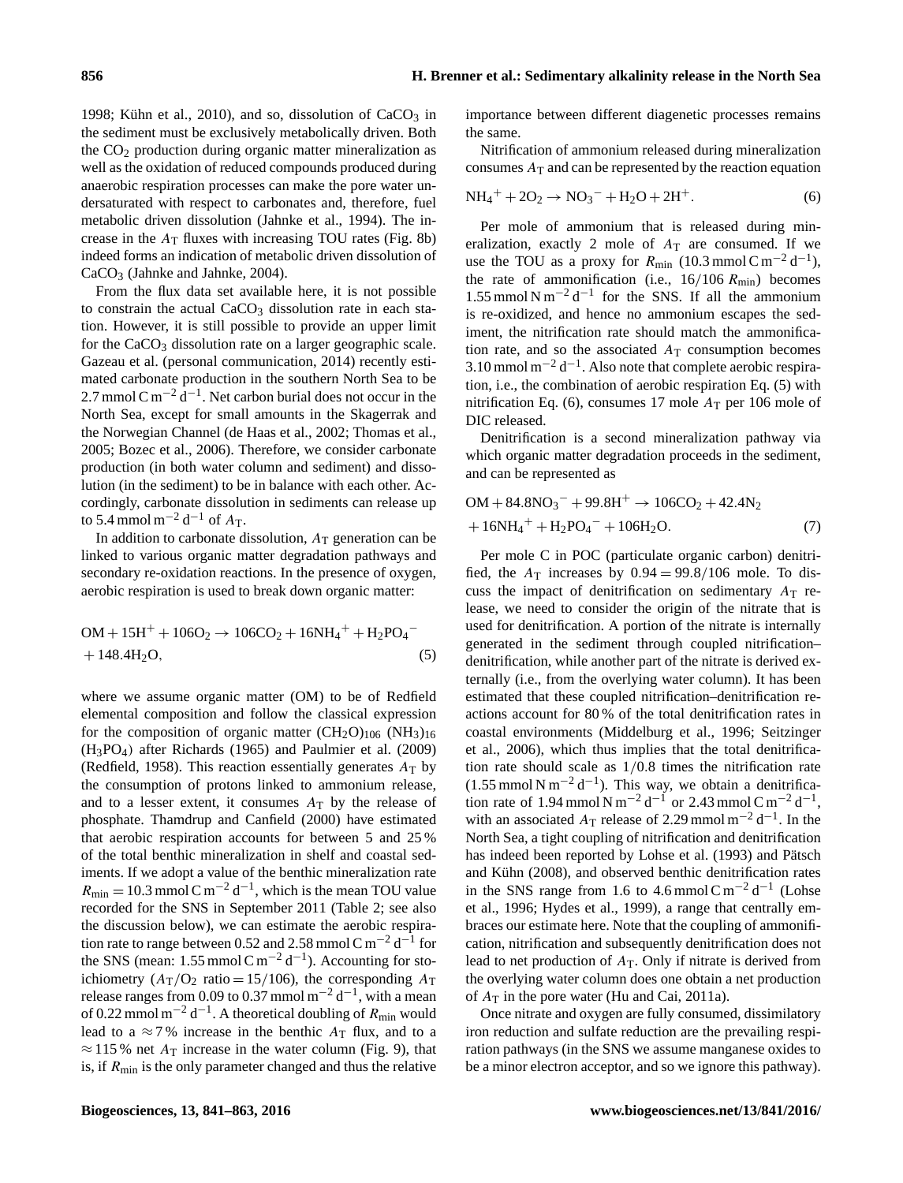1998; Kühn et al., 2010), and so, dissolution of $CaCO_3$ in the sediment must be exclusively metabolically driven. Both the $CO_2$ production during organic matter mineralization as well as the oxidation of reduced compounds produced during anaerobic respiration processes can make the pore water undersaturated with respect to carbonates and, therefore, fuel metabolic driven dissolution (Jahnke et al., 1994). The increase in the $A_T$ fluxes with increasing TOU rates (Fig. 8b) indeed forms an indication of metabolic driven dissolution of $CaCO_3$ (Jahnke and Jahnke, 2004).

From the flux data set available here, it is not possible to constrain the actual $CaCO_3$ dissolution rate in each station. However, it is still possible to provide an upper limit for the $CaCO_3$ dissolution rate on a larger geographic scale. Gazeau et al. (personal communication, 2014) recently estimated carbonate production in the southern North Sea to be $2.7\,\mathrm{mmol\,C\,m^{-2}\,d^{-1}}$. Net carbon burial does not occur in the North Sea, except for small amounts in the Skagerrak and the Norwegian Channel (de Haas et al., 2002; Thomas et al., 2005; Bozec et al., 2006). Therefore, we consider carbonate production (in both water column and sediment) and dissolution (in the sediment) to be in balance with each other. Accordingly, carbonate dissolution in sediments can release up to $5.4\,\mathrm{mmol\,m^{-2}\,d^{-1}}$ of $A_T$.

In addition to carbonate dissolution, $A_T$ generation can be linked to various organic matter degradation pathways and secondary re-oxidation reactions. In the presence of oxygen, aerobic respiration is used to break down organic matter:

$$\mathrm{OM} + 15\mathrm{H^+} + 106\mathrm{O_2} \rightarrow 106\mathrm{CO_2} + 16\mathrm{NH_4}^+ + \mathrm{H_2PO_4}^- + 148.4\mathrm{H_2O}, \tag{5}$$

where we assume organic matter (OM) to be of Redfield elemental composition and follow the classical expression for the composition of organic matter $(CH_2O)_{106}\,(NH_3)_{16}\,(H_3PO_4)$ after Richards (1965) and Paulmier et al. (2009) (Redfield, 1958). This reaction essentially generates $A_T$ by the consumption of protons linked to ammonium release, and to a lesser extent, it consumes $A_T$ by the release of phosphate. Thamdrup and Canfield (2000) have estimated that aerobic respiration accounts for between 5 and 25 % of the total benthic mineralization in shelf and coastal sediments. If we adopt a value of the benthic mineralization rate $R_{\mathrm{min}} = 10.3\,\mathrm{mmol\,C\,m^{-2}\,d^{-1}}$, which is the mean TOU value recorded for the SNS in September 2011 (Table 2; see also the discussion below), we can estimate the aerobic respiration rate to range between 0.52 and $2.58\,\mathrm{mmol\,C\,m^{-2}\,d^{-1}}$ for the SNS (mean: $1.55\,\mathrm{mmol\,C\,m^{-2}\,d^{-1}}$). Accounting for stoichiometry ($A_T/O_2$ ratio $= 15/106$), the corresponding $A_T$ release ranges from 0.09 to $0.37\,\mathrm{mmol\,m^{-2}\,d^{-1}}$, with a mean of $0.22\,\mathrm{mmol\,m^{-2}\,d^{-1}}$. A theoretical doubling of $R_{\mathrm{min}}$ would lead to a $\approx 7$ % increase in the benthic $A_T$ flux, and to a $\approx 115$ % net $A_T$ increase in the water column (Fig. 9), that is, if $R_{\mathrm{min}}$ is the only parameter changed and thus the relative importance between different diagenetic processes remains the same.

Nitrification of ammonium released during mineralization consumes $A_T$ and can be represented by the reaction equation

$$\mathrm{NH_4}^+ + 2\mathrm{O_2} \rightarrow \mathrm{NO_3}^- + \mathrm{H_2O} + 2\mathrm{H^+}. \tag{6}$$

Per mole of ammonium that is released during mineralization, exactly 2 mole of $A_T$ are consumed. If we use the TOU as a proxy for $R_{\mathrm{min}}$ ($10.3\,\mathrm{mmol\,C\,m^{-2}\,d^{-1}}$), the rate of ammonification (i.e., $16/106\,R_{\mathrm{min}}$) becomes $1.55\,\mathrm{mmol\,N\,m^{-2}\,d^{-1}}$ for the SNS. If all the ammonium is re-oxidized, and hence no ammonium escapes the sediment, the nitrification rate should match the ammonification rate, and so the associated $A_T$ consumption becomes $3.10\,\mathrm{mmol\,m^{-2}\,d^{-1}}$. Also note that complete aerobic respiration, i.e., the combination of aerobic respiration Eq. (5) with nitrification Eq. (6), consumes 17 mole $A_T$ per 106 mole of DIC released.

Denitrification is a second mineralization pathway via which organic matter degradation proceeds in the sediment, and can be represented as

$$\mathrm{OM} + 84.8\mathrm{NO_3}^- + 99.8\mathrm{H^+} \rightarrow 106\mathrm{CO_2} + 42.4\mathrm{N_2} + 16\mathrm{NH_4}^+ + \mathrm{H_2PO_4}^- + 106\mathrm{H_2O}. \tag{7}$$

Per mole C in POC (particulate organic carbon) denitrified, the $A_T$ increases by $0.94 = 99.8/106$ mole. To discuss the impact of denitrification on sedimentary $A_T$ release, we need to consider the origin of the nitrate that is used for denitrification. A portion of the nitrate is internally generated in the sediment through coupled nitrification–denitrification, while another part of the nitrate is derived externally (i.e., from the overlying water column). It has been estimated that these coupled nitrification–denitrification reactions account for 80 % of the total denitrification rates in coastal environments (Middelburg et al., 1996; Seitzinger et al., 2006), which thus implies that the total denitrification rate should scale as 1/0.8 times the nitrification rate ($1.55\,\mathrm{mmol\,N\,m^{-2}\,d^{-1}}$). This way, we obtain a denitrification rate of $1.94\,\mathrm{mmol\,N\,m^{-2}\,d^{-1}}$ or $2.43\,\mathrm{mmol\,C\,m^{-2}\,d^{-1}}$, with an associated $A_T$ release of $2.29\,\mathrm{mmol\,m^{-2}\,d^{-1}}$. In the North Sea, a tight coupling of nitrification and denitrification has indeed been reported by Lohse et al. (1993) and Pätsch and Kühn (2008), and observed benthic denitrification rates in the SNS range from 1.6 to $4.6\,\mathrm{mmol\,C\,m^{-2}\,d^{-1}}$ (Lohse et al., 1996; Hydes et al., 1999), a range that centrally embraces our estimate here. Note that the coupling of ammonification, nitrification and subsequently denitrification does not lead to net production of $A_T$. Only if nitrate is derived from the overlying water column does one obtain a net production of $A_T$ in the pore water (Hu and Cai, 2011a).

Once nitrate and oxygen are fully consumed, dissimilatory iron reduction and sulfate reduction are the prevailing respiration pathways (in the SNS we assume manganese oxides to be a minor electron acceptor, and so we ignore this pathway).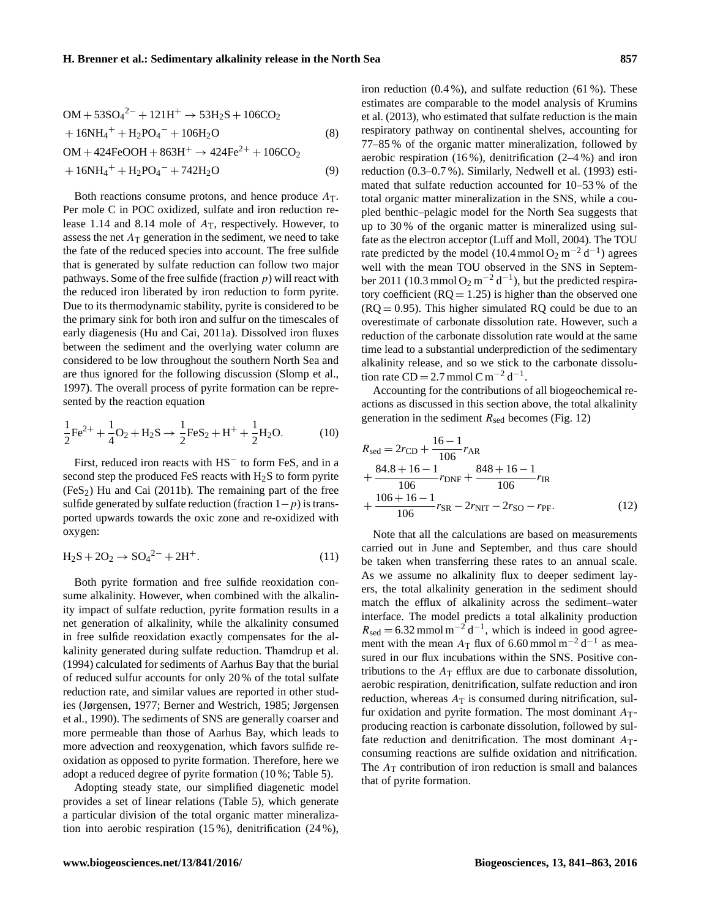$$\mathrm{OM} + 53\mathrm{SO_4}^{2-} + 121\mathrm{H}^+ \rightarrow 53\mathrm{H_2S} + 106\mathrm{CO_2}$$
$$+ 16\mathrm{NH_4}^+ + \mathrm{H_2PO_4}^- + 106\mathrm{H_2O} \tag{8}$$
$$\mathrm{OM} + 424\mathrm{FeOOH} + 863\mathrm{H}^+ \rightarrow 424\mathrm{Fe}^{2+} + 106\mathrm{CO_2}$$
$$+ 16\mathrm{NH_4}^+ + \mathrm{H_2PO_4}^- + 742\mathrm{H_2O} \tag{9}$$

Both reactions consume protons, and hence produce $A_T$. Per mole C in POC oxidized, sulfate and iron reduction release 1.14 and 8.14 mole of $A_T$, respectively. However, to assess the net $A_T$ generation in the sediment, we need to take the fate of the reduced species into account. The free sulfide that is generated by sulfate reduction can follow two major pathways. Some of the free sulfide (fraction $p$) will react with the reduced iron liberated by iron reduction to form pyrite. Due to its thermodynamic stability, pyrite is considered to be the primary sink for both iron and sulfur on the timescales of early diagenesis (Hu and Cai, 2011a). Dissolved iron fluxes between the sediment and the overlying water column are considered to be low throughout the southern North Sea and are thus ignored for the following discussion (Slomp et al., 1997). The overall process of pyrite formation can be represented by the reaction equation

$$\frac{1}{2}\mathrm{Fe}^{2+} + \frac{1}{4}\mathrm{O_2} + \mathrm{H_2S} \rightarrow \frac{1}{2}\mathrm{FeS_2} + \mathrm{H}^+ + \frac{1}{2}\mathrm{H_2O}. \tag{10}$$

First, reduced iron reacts with $HS^-$ to form FeS, and in a second step the produced FeS reacts with $H_2S$ to form pyrite ($FeS_2$) Hu and Cai (2011b). The remaining part of the free sulfide generated by sulfate reduction (fraction $1-p$) is transported upwards towards the oxic zone and re-oxidized with oxygen:

$$\mathrm{H_2S} + 2\mathrm{O_2} \rightarrow \mathrm{SO_4}^{2-} + 2\mathrm{H}^+. \tag{11}$$

Both pyrite formation and free sulfide reoxidation consume alkalinity. However, when combined with the alkalinity impact of sulfate reduction, pyrite formation results in a net generation of alkalinity, while the alkalinity consumed in free sulfide reoxidation exactly compensates for the alkalinity generated during sulfate reduction. Thamdrup et al. (1994) calculated for sediments of Aarhus Bay that the burial of reduced sulfur accounts for only 20 % of the total sulfate reduction rate, and similar values are reported in other studies (Jørgensen, 1977; Berner and Westrich, 1985; Jørgensen et al., 1990). The sediments of SNS are generally coarser and more permeable than those of Aarhus Bay, which leads to more advection and reoxygenation, which favors sulfide reoxidation as opposed to pyrite formation. Therefore, here we adopt a reduced degree of pyrite formation (10 %; Table 5).

Adopting steady state, our simplified diagenetic model provides a set of linear relations (Table 5), which generate a particular division of the total organic matter mineralization into aerobic respiration (15 %), denitrification (24 %), iron reduction (0.4 %), and sulfate reduction (61 %). These estimates are comparable to the model analysis of Krumins et al. (2013), who estimated that sulfate reduction is the main respiratory pathway on continental shelves, accounting for 77–85 % of the organic matter mineralization, followed by aerobic respiration (16 %), denitrification (2–4 %) and iron reduction (0.3–0.7 %). Similarly, Nedwell et al. (1993) estimated that sulfate reduction accounted for 10–53 % of the total organic matter mineralization in the SNS, while a coupled benthic–pelagic model for the North Sea suggests that up to 30 % of the organic matter is mineralized using sulfate as the electron acceptor (Luff and Moll, 2004). The TOU rate predicted by the model (10.4 $\mathrm{mmol\,O_2\,m^{-2}\,d^{-1}}$) agrees well with the mean TOU observed in the SNS in September 2011 (10.3 $\mathrm{mmol\,O_2\,m^{-2}\,d^{-1}}$), but the predicted respiratory coefficient (RQ = 1.25) is higher than the observed one (RQ = 0.95). This higher simulated RQ could be due to an overestimate of carbonate dissolution rate. However, such a reduction of the carbonate dissolution rate would at the same time lead to a substantial underprediction of the sedimentary alkalinity release, and so we stick to the carbonate dissolution rate CD = 2.7 $\mathrm{mmol\,C\,m^{-2}\,d^{-1}}$.

Accounting for the contributions of all biogeochemical reactions as discussed in this section above, the total alkalinity generation in the sediment $R_{\mathrm{sed}}$ becomes (Fig. 12)

$$R_{\mathrm{sed}} = 2r_{\mathrm{CD}} + \frac{16-1}{106}r_{\mathrm{AR}} + \frac{84.8+16-1}{106}r_{\mathrm{DNF}} + \frac{848+16-1}{106}r_{\mathrm{IR}} + \frac{106+16-1}{106}r_{\mathrm{SR}} - 2r_{\mathrm{NIT}} - 2r_{\mathrm{SO}} - r_{\mathrm{PF}}. \tag{12}$$

Note that all the calculations are based on measurements carried out in June and September, and thus care should be taken when transferring these rates to an annual scale. As we assume no alkalinity flux to deeper sediment layers, the total alkalinity generation in the sediment should match the efflux of alkalinity across the sediment–water interface. The model predicts a total alkalinity production $R_{\mathrm{sed}} = 6.32\,\mathrm{mmol\,m^{-2}\,d^{-1}}$, which is indeed in good agreement with the mean $A_T$ flux of 6.60 $\mathrm{mmol\,m^{-2}\,d^{-1}}$ as measured in our flux incubations within the SNS. Positive contributions to the $A_T$ efflux are due to carbonate dissolution, aerobic respiration, denitrification, sulfate reduction and iron reduction, whereas $A_T$ is consumed during nitrification, sulfur oxidation and pyrite formation. The most dominant $A_T$-producing reaction is carbonate dissolution, followed by sulfate reduction and denitrification. The most dominant $A_T$-consuming reactions are sulfide oxidation and nitrification. The $A_T$ contribution of iron reduction is small and balances that of pyrite formation.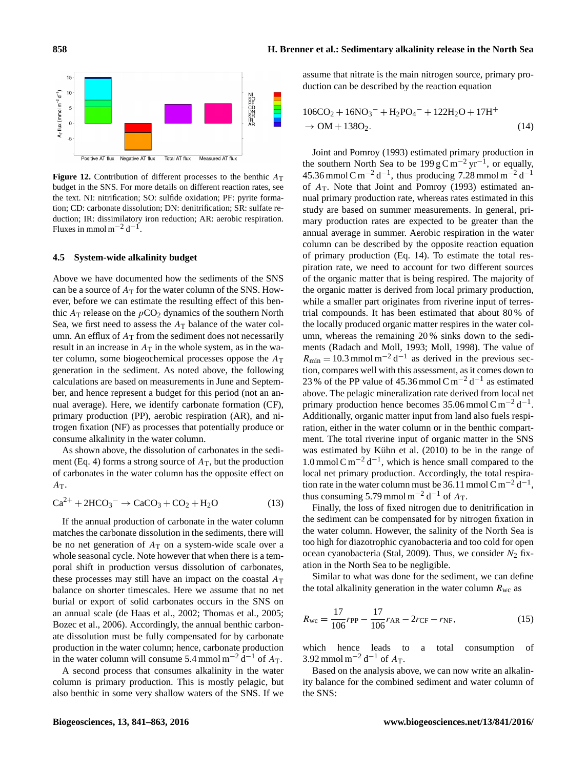**Figure 12.** Contribution of different processes to the benthic $A_T$ budget in the SNS. For more details on different reaction rates, see the text. NI: nitrification; SO: sulfide oxidation; PF: pyrite formation; CD: carbonate dissolution; DN: denitrification; SR: sulfate reduction; IR: dissimilatory iron reduction; AR: aerobic respiration. Fluxes in $mmol\,m^{-2}\,d^{-1}$.

### 4.5 System-wide alkalinity budget

Above we have documented how the sediments of the SNS can be a source of $A_T$ for the water column of the SNS. However, before we can estimate the resulting effect of this benthic $A_T$ release on the $pCO_2$ dynamics of the southern North Sea, we first need to assess the $A_T$ balance of the water column. An efflux of $A_T$ from the sediment does not necessarily result in an increase in $A_T$ in the whole system, as in the water column, some biogeochemical processes oppose the $A_T$ generation in the sediment. As noted above, the following calculations are based on measurements in June and September, and hence represent a budget for this period (not an annual average). Here, we identify carbonate formation (CF), primary production (PP), aerobic respiration (AR), and nitrogen fixation (NF) as processes that potentially produce or consume alkalinity in the water column.

As shown above, the dissolution of carbonates in the sediment (Eq. 4) forms a strong source of $A_T$, but the production of carbonates in the water column has the opposite effect on $A_T$.

$$Ca^{2+} + 2HCO_3^- \rightarrow CaCO_3 + CO_2 + H_2O \tag{13}$$

If the annual production of carbonate in the water column matches the carbonate dissolution in the sediments, there will be no net generation of $A_T$ on a system-wide scale over a whole seasonal cycle. Note however that when there is a temporal shift in production versus dissolution of carbonates, these processes may still have an impact on the coastal $A_T$ balance on shorter timescales. Here we assume that no net burial or export of solid carbonates occurs in the SNS on an annual scale (de Haas et al., 2002; Thomas et al., 2005; Bozec et al., 2006). Accordingly, the annual benthic carbonate dissolution must be fully compensated for by carbonate production in the water column; hence, carbonate production in the water column will consume $5.4\,mmol\,m^{-2}\,d^{-1}$ of $A_T$.

A second process that consumes alkalinity in the water column is primary production. This is mostly pelagic, but also benthic in some very shallow waters of the SNS. If we assume that nitrate is the main nitrogen source, primary production can be described by the reaction equation

$$106CO_2 + 16NO_3^- + H_2PO_4^- + 122H_2O + 17H^+ \rightarrow OM + 138O_2. \tag{14}$$

Joint and Pomroy (1993) estimated primary production in the southern North Sea to be $199\,g\,C\,m^{-2}\,yr^{-1}$, or equally, $45.36\,mmol\,C\,m^{-2}\,d^{-1}$, thus producing $7.28\,mmol\,m^{-2}\,d^{-1}$ of $A_T$. Note that Joint and Pomroy (1993) estimated annual primary production rate, whereas rates estimated in this study are based on summer measurements. In general, primary production rates are expected to be greater than the annual average in summer. Aerobic respiration in the water column can be described by the opposite reaction equation of primary production (Eq. 14). To estimate the total respiration rate, we need to account for two different sources of the organic matter that is being respired. The majority of the organic matter is derived from local primary production, while a smaller part originates from riverine input of terrestrial compounds. It has been estimated that about 80 % of the locally produced organic matter respires in the water column, whereas the remaining 20 % sinks down to the sediments (Radach and Moll, 1993; Moll, 1998). The value of $R_{min} = 10.3\,mmol\,m^{-2}\,d^{-1}$ as derived in the previous section, compares well with this assessment, as it comes down to 23 % of the PP value of $45.36\,mmol\,C\,m^{-2}\,d^{-1}$ as estimated above. The pelagic mineralization rate derived from local net primary production hence becomes $35.06\,mmol\,C\,m^{-2}\,d^{-1}$. Additionally, organic matter input from land also fuels respiration, either in the water column or in the benthic compartment. The total riverine input of organic matter in the SNS was estimated by Kühn et al. (2010) to be in the range of $1.0\,mmol\,C\,m^{-2}\,d^{-1}$, which is hence small compared to the local net primary production. Accordingly, the total respiration rate in the water column must be $36.11\,mmol\,C\,m^{-2}\,d^{-1}$, thus consuming $5.79\,mmol\,m^{-2}\,d^{-1}$ of $A_T$.

Finally, the loss of fixed nitrogen due to denitrification in the sediment can be compensated for by nitrogen fixation in the water column. However, the salinity of the North Sea is too high for diazotrophic cyanobacteria and too cold for open ocean cyanobacteria (Stal, 2009). Thus, we consider $N_2$ fixation in the North Sea to be negligible.

Similar to what was done for the sediment, we can define the total alkalinity generation in the water column $R_{wc}$ as

$$R_{wc} = \frac{17}{106} r_{PP} - \frac{17}{106} r_{AR} - 2r_{CF} - r_{NF}, \tag{15}$$

which hence leads to a total consumption of $3.92\,mmol\,m^{-2}\,d^{-1}$ of $A_T$.

Based on the analysis above, we can now write an alkalinity balance for the combined sediment and water column of the SNS: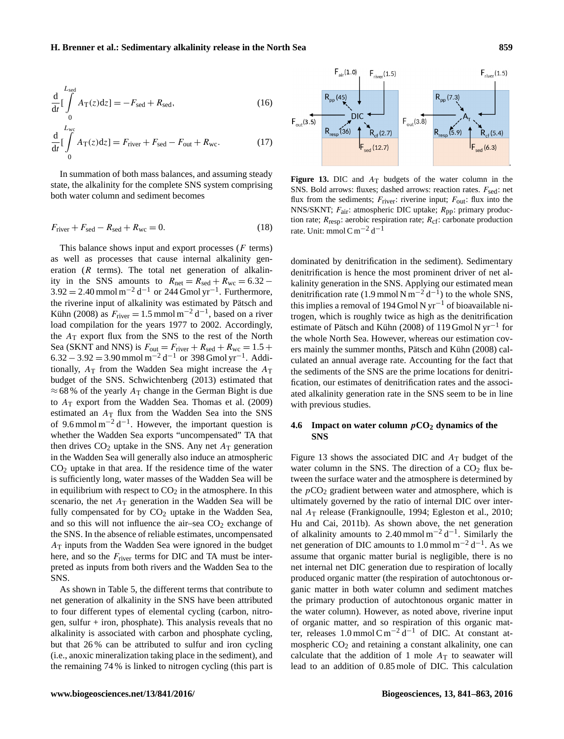$$\frac{d}{dt}\left[\int_0^{L_{sed}} A_T(z)dz\right] = -F_{sed} + R_{sed}, \quad (16)$$

$$\frac{d}{dt}\left[\int_0^{L_{wc}} A_T(z)dz\right] = F_{river} + F_{sed} - F_{out} + R_{wc}. \quad (17)$$

In summation of both mass balances, and assuming steady state, the alkalinity for the complete SNS system comprising both water column and sediment becomes

$$F_{river} + F_{sed} - R_{sed} + R_{wc} = 0. \quad (18)$$

This balance shows input and export processes ($F$ terms) as well as processes that cause internal alkalinity generation ($R$ terms). The total net generation of alkalinity in the SNS amounts to $R_{net} = R_{sed} + R_{wc} = 6.32 - 3.92 = 2.40\,\mathrm{mmol\,m^{-2}\,d^{-1}}$ or $244\,\mathrm{Gmol\,yr^{-1}}$. Furthermore, the riverine input of alkalinity was estimated by Pätsch and Kühn (2008) as $F_{river} = 1.5\,\mathrm{mmol\,m^{-2}\,d^{-1}}$, based on a river load compilation for the years 1977 to 2002. Accordingly, the $A_T$ export flux from the SNS to the rest of the North Sea (SKNT and NNS) is $F_{out} = F_{river} + R_{sed} + R_{wc} = 1.5 + 6.32 - 3.92 = 3.90\,\mathrm{mmol\,m^{-2}\,d^{-1}}$ or $398\,\mathrm{Gmol\,yr^{-1}}$. Additionally, $A_T$ from the Wadden Sea might increase the $A_T$ budget of the SNS. Schwichtenberg (2013) estimated that $\approx 68\,\%$ of the yearly $A_T$ change in the German Bight is due to $A_T$ export from the Wadden Sea. Thomas et al. (2009) estimated an $A_T$ flux from the Wadden Sea into the SNS of $9.6\,\mathrm{mmol\,m^{-2}\,d^{-1}}$. However, the important question is whether the Wadden Sea exports "uncompensated" TA that then drives $CO_2$ uptake in the SNS. Any net $A_T$ generation in the Wadden Sea will generally also induce an atmospheric $CO_2$ uptake in that area. If the residence time of the water is sufficiently long, water masses of the Wadden Sea will be in equilibrium with respect to $CO_2$ in the atmosphere. In this scenario, the net $A_T$ generation in the Wadden Sea will be fully compensated for by $CO_2$ uptake in the Wadden Sea, and so this will not influence the air–sea $CO_2$ exchange of the SNS. In the absence of reliable estimates, uncompensated $A_T$ inputs from the Wadden Sea were ignored in the budget here, and so the $F_{river}$ terms for DIC and TA must be interpreted as inputs from both rivers and the Wadden Sea to the SNS.

As shown in Table 5, the different terms that contribute to net generation of alkalinity in the SNS have been attributed to four different types of elemental cycling (carbon, nitrogen, sulfur + iron, phosphate). This analysis reveals that no alkalinity is associated with carbon and phosphate cycling, but that 26 % can be attributed to sulfur and iron cycling (i.e., anoxic mineralization taking place in the sediment), and the remaining 74 % is linked to nitrogen cycling (this part is dominated by denitrification in the sediment). Sedimentary denitrification is hence the most prominent driver of net alkalinity generation in the SNS. Applying our estimated mean denitrification rate ($1.9\,\mathrm{mmol\,N\,m^{-2}\,d^{-1}}$) to the whole SNS, this implies a removal of $194\,\mathrm{Gmol\,N\,yr^{-1}}$ of bioavailable nitrogen, which is roughly twice as high as the denitrification estimate of Pätsch and Kühn (2008) of $119\,\mathrm{Gmol\,N\,yr^{-1}}$ for the whole North Sea. However, whereas our estimation covers mainly the summer months, Pätsch and Kühn (2008) calculated an annual average rate. Accounting for the fact that the sediments of the SNS are the prime locations for denitrification, our estimates of denitrification rates and the associated alkalinity generation rate in the SNS seem to be in line with previous studies.

**Figure 13.** DIC and $A_T$ budgets of the water column in the SNS. Bold arrows: fluxes; dashed arrows: reaction rates. $F_{sed}$: net flux from the sediments; $F_{river}$: riverine input; $F_{out}$: flux into the NNS/SKNT; $F_{air}$: atmospheric DIC uptake; $R_{pp}$: primary production rate; $R_{resp}$: aerobic respiration rate; $R_{cf}$: carbonate production rate. Unit: $\mathrm{mmol\,C\,m^{-2}\,d^{-1}}$

### 4.6 Impact on water column $pCO_2$ dynamics of the SNS

Figure 13 shows the associated DIC and $A_T$ budget of the water column in the SNS. The direction of a $CO_2$ flux between the surface water and the atmosphere is determined by the $pCO_2$ gradient between water and atmosphere, which is ultimately governed by the ratio of internal DIC over internal $A_T$ release (Frankignoulle, 1994; Egleston et al., 2010; Hu and Cai, 2011b). As shown above, the net generation of alkalinity amounts to $2.40\,\mathrm{mmol\,m^{-2}\,d^{-1}}$. Similarly the net generation of DIC amounts to $1.0\,\mathrm{mmol\,m^{-2}\,d^{-1}}$. As we assume that organic matter burial is negligible, there is no net internal net DIC generation due to respiration of locally produced organic matter (the respiration of autochtonous organic matter in both water column and sediment matches the primary production of autochtonous organic matter in the water column). However, as noted above, riverine input of organic matter, and so respiration of this organic matter, releases $1.0\,\mathrm{mmol\,C\,m^{-2}\,d^{-1}}$ of DIC. At constant atmospheric $CO_2$ and retaining a constant alkalinity, one can calculate that the addition of 1 mole $A_T$ to seawater will lead to an addition of 0.85 mole of DIC. This calculation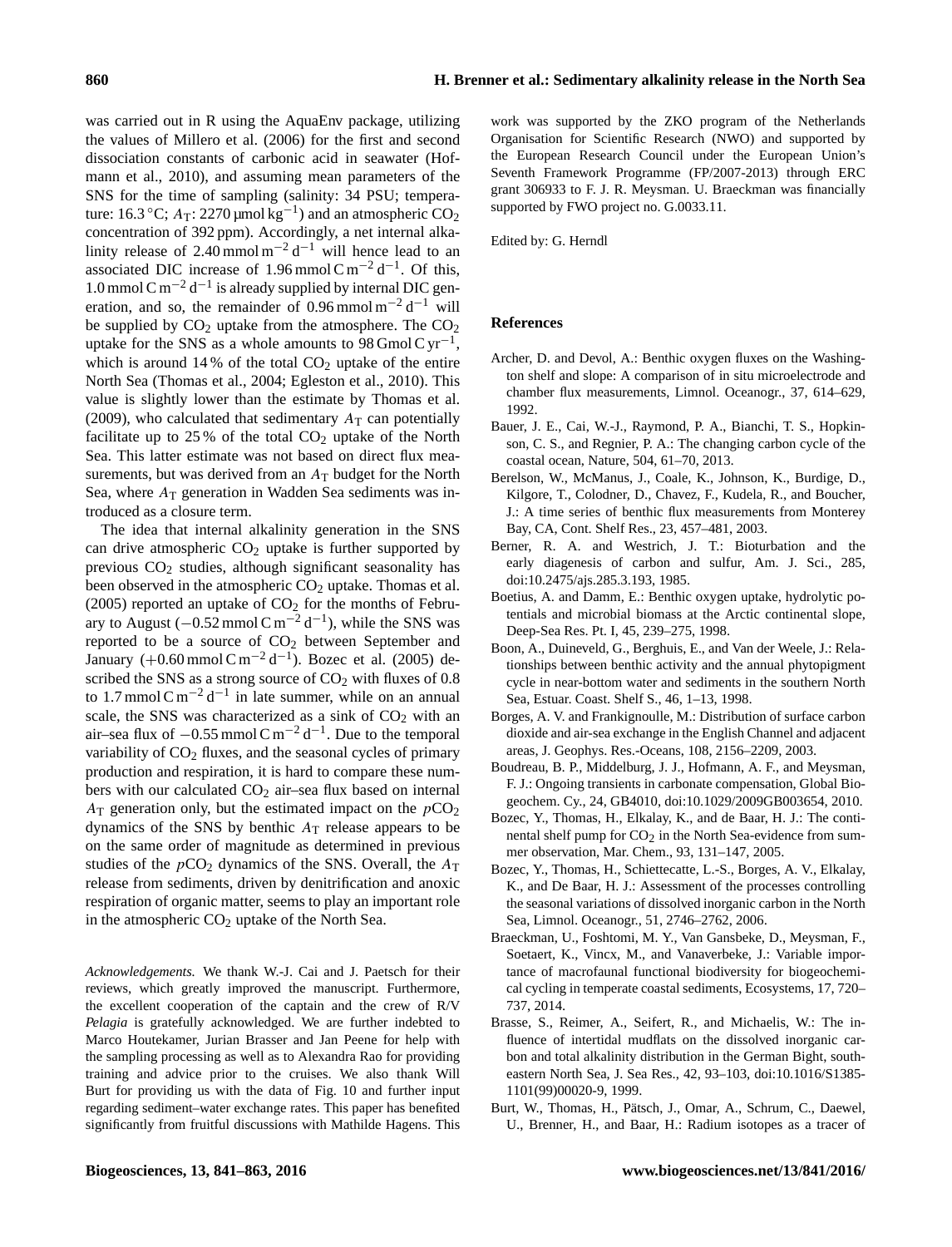was carried out in R using the AquaEnv package, utilizing the values of Millero et al. (2006) for the first and second dissociation constants of carbonic acid in seawater (Hofmann et al., 2010), and assuming mean parameters of the SNS for the time of sampling (salinity: 34 PSU; temperature: 16.3 °C; $A_T$: 2270 µmol $kg^{-1}$) and an atmospheric $CO_2$ concentration of 392 ppm). Accordingly, a net internal alkalinity release of 2.40 mmol $m^{-2}$ $d^{-1}$ will hence lead to an associated DIC increase of 1.96 mmol C $m^{-2}$ $d^{-1}$. Of this, 1.0 mmol C $m^{-2}$ $d^{-1}$ is already supplied by internal DIC generation, and so, the remainder of 0.96 mmol $m^{-2}$ $d^{-1}$ will be supplied by $CO_2$ uptake from the atmosphere. The $CO_2$ uptake for the SNS as a whole amounts to 98 Gmol C $yr^{-1}$, which is around 14 % of the total $CO_2$ uptake of the entire North Sea (Thomas et al., 2004; Egleston et al., 2010). This value is slightly lower than the estimate by Thomas et al. (2009), who calculated that sedimentary $A_T$ can potentially facilitate up to 25 % of the total $CO_2$ uptake of the North Sea. This latter estimate was not based on direct flux measurements, but was derived from an $A_T$ budget for the North Sea, where $A_T$ generation in Wadden Sea sediments was introduced as a closure term.

The idea that internal alkalinity generation in the SNS can drive atmospheric $CO_2$ uptake is further supported by previous $CO_2$ studies, although significant seasonality has been observed in the atmospheric $CO_2$ uptake. Thomas et al. (2005) reported an uptake of $CO_2$ for the months of February to August ($-0.52$ mmol C $m^{-2}$ $d^{-1}$), while the SNS was reported to be a source of $CO_2$ between September and January ($+0.60$ mmol C $m^{-2}$ $d^{-1}$). Bozec et al. (2005) described the SNS as a strong source of $CO_2$ with fluxes of 0.8 to 1.7 mmol C $m^{-2}$ $d^{-1}$ in late summer, while on an annual scale, the SNS was characterized as a sink of $CO_2$ with an air–sea flux of $-0.55$ mmol C $m^{-2}$ $d^{-1}$. Due to the temporal variability of $CO_2$ fluxes, and the seasonal cycles of primary production and respiration, it is hard to compare these numbers with our calculated $CO_2$ air–sea flux based on internal $A_T$ generation only, but the estimated impact on the $pCO_2$ dynamics of the SNS by benthic $A_T$ release appears to be on the same order of magnitude as determined in previous studies of the $pCO_2$ dynamics of the SNS. Overall, the $A_T$ release from sediments, driven by denitrification and anoxic respiration of organic matter, seems to play an important role in the atmospheric $CO_2$ uptake of the North Sea.

*Acknowledgements.* We thank W.-J. Cai and J. Paetsch for their reviews, which greatly improved the manuscript. Furthermore, the excellent cooperation of the captain and the crew of R/V *Pelagia* is gratefully acknowledged. We are further indebted to Marco Houtekamer, Jurian Brasser and Jan Peene for help with the sampling processing as well as to Alexandra Rao for providing training and advice prior to the cruises. We also thank Will Burt for providing us with the data of Fig. 10 and further input regarding sediment–water exchange rates. This paper has benefited significantly from fruitful discussions with Mathilde Hagens. This work was supported by the ZKO program of the Netherlands Organisation for Scientific Research (NWO) and supported by the European Research Council under the European Union's Seventh Framework Programme (FP/2007-2013) through ERC grant 306933 to F. J. R. Meysman. U. Braeckman was financially supported by FWO project no. G.0033.11.

Edited by: G. Herndl

## References

Archer, D. and Devol, A.: Benthic oxygen fluxes on the Washington shelf and slope: A comparison of in situ microelectrode and chamber flux measurements, Limnol. Oceanogr., 37, 614–629, 1992.

Bauer, J. E., Cai, W.-J., Raymond, P. A., Bianchi, T. S., Hopkinson, C. S., and Regnier, P. A.: The changing carbon cycle of the coastal ocean, Nature, 504, 61–70, 2013.

Berelson, W., McManus, J., Coale, K., Johnson, K., Burdige, D., Kilgore, T., Colodner, D., Chavez, F., Kudela, R., and Boucher, J.: A time series of benthic flux measurements from Monterey Bay, CA, Cont. Shelf Res., 23, 457–481, 2003.

Berner, R. A. and Westrich, J. T.: Bioturbation and the early diagenesis of carbon and sulfur, Am. J. Sci., 285, doi:10.2475/ajs.285.3.193, 1985.

Boetius, A. and Damm, E.: Benthic oxygen uptake, hydrolytic potentials and microbial biomass at the Arctic continental slope, Deep-Sea Res. Pt. I, 45, 239–275, 1998.

Boon, A., Duineveld, G., Berghuis, E., and Van der Weele, J.: Relationships between benthic activity and the annual phytopigment cycle in near-bottom water and sediments in the southern North Sea, Estuar. Coast. Shelf S., 46, 1–13, 1998.

Borges, A. V. and Frankignoulle, M.: Distribution of surface carbon dioxide and air-sea exchange in the English Channel and adjacent areas, J. Geophys. Res.-Oceans, 108, 2156–2209, 2003.

Boudreau, B. P., Middelburg, J. J., Hofmann, A. F., and Meysman, F. J.: Ongoing transients in carbonate compensation, Global Biogeochem. Cy., 24, GB4010, doi:10.1029/2009GB003654, 2010.

Bozec, Y., Thomas, H., Elkalay, K., and de Baar, H. J.: The continental shelf pump for $CO_2$ in the North Sea-evidence from summer observation, Mar. Chem., 93, 131–147, 2005.

Bozec, Y., Thomas, H., Schiettecatte, L.-S., Borges, A. V., Elkalay, K., and De Baar, H. J.: Assessment of the processes controlling the seasonal variations of dissolved inorganic carbon in the North Sea, Limnol. Oceanogr., 51, 2746–2762, 2006.

Braeckman, U., Foshtomi, M. Y., Van Gansbeke, D., Meysman, F., Soetaert, K., Vincx, M., and Vanaverbeke, J.: Variable importance of macrofaunal functional biodiversity for biogeochemical cycling in temperate coastal sediments, Ecosystems, 17, 720–737, 2014.

Brasse, S., Reimer, A., Seifert, R., and Michaelis, W.: The influence of intertidal mudflats on the dissolved inorganic carbon and total alkalinity distribution in the German Bight, southeastern North Sea, J. Sea Res., 42, 93–103, doi:10.1016/S1385-1101(99)00020-9, 1999.

Burt, W., Thomas, H., Pätsch, J., Omar, A., Schrum, C., Daewel, U., Brenner, H., and Baar, H.: Radium isotopes as a tracer of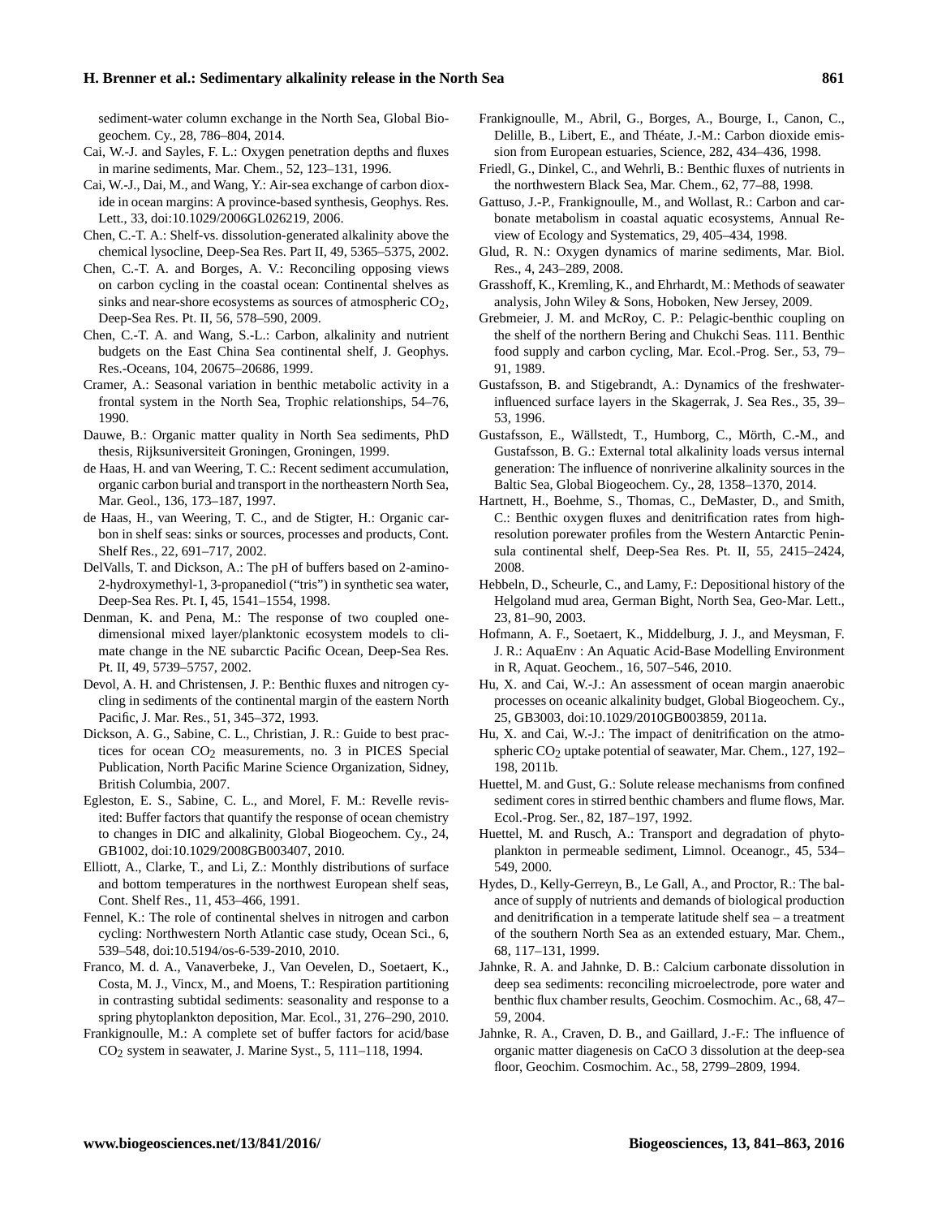sediment-water column exchange in the North Sea, Global Biogeochem. Cy., 28, 786–804, 2014.

Cai, W.-J. and Sayles, F. L.: Oxygen penetration depths and fluxes in marine sediments, Mar. Chem., 52, 123–131, 1996.

Cai, W.-J., Dai, M., and Wang, Y.: Air-sea exchange of carbon dioxide in ocean margins: A province-based synthesis, Geophys. Res. Lett., 33, doi:10.1029/2006GL026219, 2006.

Chen, C.-T. A.: Shelf-vs. dissolution-generated alkalinity above the chemical lysocline, Deep-Sea Res. Part II, 49, 5365–5375, 2002.

Chen, C.-T. A. and Borges, A. V.: Reconciling opposing views on carbon cycling in the coastal ocean: Continental shelves as sinks and near-shore ecosystems as sources of atmospheric $CO_2$, Deep-Sea Res. Pt. II, 56, 578–590, 2009.

Chen, C.-T. A. and Wang, S.-L.: Carbon, alkalinity and nutrient budgets on the East China Sea continental shelf, J. Geophys. Res.-Oceans, 104, 20675–20686, 1999.

Cramer, A.: Seasonal variation in benthic metabolic activity in a frontal system in the North Sea, Trophic relationships, 54–76, 1990.

Dauwe, B.: Organic matter quality in North Sea sediments, PhD thesis, Rijksuniversiteit Groningen, Groningen, 1999.

de Haas, H. and van Weering, T. C.: Recent sediment accumulation, organic carbon burial and transport in the northeastern North Sea, Mar. Geol., 136, 173–187, 1997.

de Haas, H., van Weering, T. C., and de Stigter, H.: Organic carbon in shelf seas: sinks or sources, processes and products, Cont. Shelf Res., 22, 691–717, 2002.

DelValls, T. and Dickson, A.: The pH of buffers based on 2-amino-2-hydroxymethyl-1, 3-propanediol ("tris") in synthetic sea water, Deep-Sea Res. Pt. I, 45, 1541–1554, 1998.

Denman, K. and Pena, M.: The response of two coupled one-dimensional mixed layer/planktonic ecosystem models to climate change in the NE subarctic Pacific Ocean, Deep-Sea Res. Pt. II, 49, 5739–5757, 2002.

Devol, A. H. and Christensen, J. P.: Benthic fluxes and nitrogen cycling in sediments of the continental margin of the eastern North Pacific, J. Mar. Res., 51, 345–372, 1993.

Dickson, A. G., Sabine, C. L., Christian, J. R.: Guide to best practices for ocean $CO_2$ measurements, no. 3 in PICES Special Publication, North Pacific Marine Science Organization, Sidney, British Columbia, 2007.

Egleston, E. S., Sabine, C. L., and Morel, F. M.: Revelle revisited: Buffer factors that quantify the response of ocean chemistry to changes in DIC and alkalinity, Global Biogeochem. Cy., 24, GB1002, doi:10.1029/2008GB003407, 2010.

Elliott, A., Clarke, T., and Li, Z.: Monthly distributions of surface and bottom temperatures in the northwest European shelf seas, Cont. Shelf Res., 11, 453–466, 1991.

Fennel, K.: The role of continental shelves in nitrogen and carbon cycling: Northwestern North Atlantic case study, Ocean Sci., 6, 539–548, doi:10.5194/os-6-539-2010, 2010.

Franco, M. d. A., Vanaverbeke, J., Van Oevelen, D., Soetaert, K., Costa, M. J., Vincx, M., and Moens, T.: Respiration partitioning in contrasting subtidal sediments: seasonality and response to a spring phytoplankton deposition, Mar. Ecol., 31, 276–290, 2010.

Frankignoulle, M.: A complete set of buffer factors for acid/base $CO_2$ system in seawater, J. Marine Syst., 5, 111–118, 1994.

Frankignoulle, M., Abril, G., Borges, A., Bourge, I., Canon, C., Delille, B., Libert, E., and Théate, J.-M.: Carbon dioxide emission from European estuaries, Science, 282, 434–436, 1998.

Friedl, G., Dinkel, C., and Wehrli, B.: Benthic fluxes of nutrients in the northwestern Black Sea, Mar. Chem., 62, 77–88, 1998.

Gattuso, J.-P., Frankignoulle, M., and Wollast, R.: Carbon and carbonate metabolism in coastal aquatic ecosystems, Annual Review of Ecology and Systematics, 29, 405–434, 1998.

Glud, R. N.: Oxygen dynamics of marine sediments, Mar. Biol. Res., 4, 243–289, 2008.

Grasshoff, K., Kremling, K., and Ehrhardt, M.: Methods of seawater analysis, John Wiley & Sons, Hoboken, New Jersey, 2009.

Grebmeier, J. M. and McRoy, C. P.: Pelagic-benthic coupling on the shelf of the northern Bering and Chukchi Seas. 111. Benthic food supply and carbon cycling, Mar. Ecol.-Prog. Ser., 53, 79–91, 1989.

Gustafsson, B. and Stigebrandt, A.: Dynamics of the freshwater-influenced surface layers in the Skagerrak, J. Sea Res., 35, 39–53, 1996.

Gustafsson, E., Wällstedt, T., Humborg, C., Mörth, C.-M., and Gustafsson, B. G.: External total alkalinity loads versus internal generation: The influence of nonriverine alkalinity sources in the Baltic Sea, Global Biogeochem. Cy., 28, 1358–1370, 2014.

Hartnett, H., Boehme, S., Thomas, C., DeMaster, D., and Smith, C.: Benthic oxygen fluxes and denitrification rates from high-resolution porewater profiles from the Western Antarctic Peninsula continental shelf, Deep-Sea Res. Pt. II, 55, 2415–2424, 2008.

Hebbeln, D., Scheurle, C., and Lamy, F.: Depositional history of the Helgoland mud area, German Bight, North Sea, Geo-Mar. Lett., 23, 81–90, 2003.

Hofmann, A. F., Soetaert, K., Middelburg, J. J., and Meysman, F. J. R.: AquaEnv : An Aquatic Acid-Base Modelling Environment in R, Aquat. Geochem., 16, 507–546, 2010.

Hu, X. and Cai, W.-J.: An assessment of ocean margin anaerobic processes on oceanic alkalinity budget, Global Biogeochem. Cy., 25, GB3003, doi:10.1029/2010GB003859, 2011a.

Hu, X. and Cai, W.-J.: The impact of denitrification on the atmospheric $CO_2$ uptake potential of seawater, Mar. Chem., 127, 192–198, 2011b.

Huettel, M. and Gust, G.: Solute release mechanisms from confined sediment cores in stirred benthic chambers and flume flows, Mar. Ecol.-Prog. Ser., 82, 187–197, 1992.

Huettel, M. and Rusch, A.: Transport and degradation of phytoplankton in permeable sediment, Limnol. Oceanogr., 45, 534–549, 2000.

Hydes, D., Kelly-Gerreyn, B., Le Gall, A., and Proctor, R.: The balance of supply of nutrients and demands of biological production and denitrification in a temperate latitude shelf sea – a treatment of the southern North Sea as an extended estuary, Mar. Chem., 68, 117–131, 1999.

Jahnke, R. A. and Jahnke, D. B.: Calcium carbonate dissolution in deep sea sediments: reconciling microelectrode, pore water and benthic flux chamber results, Geochim. Cosmochim. Ac., 68, 47–59, 2004.

Jahnke, R. A., Craven, D. B., and Gaillard, J.-F.: The influence of organic matter diagenesis on CaCO 3 dissolution at the deep-sea floor, Geochim. Cosmochim. Ac., 58, 2799–2809, 1994.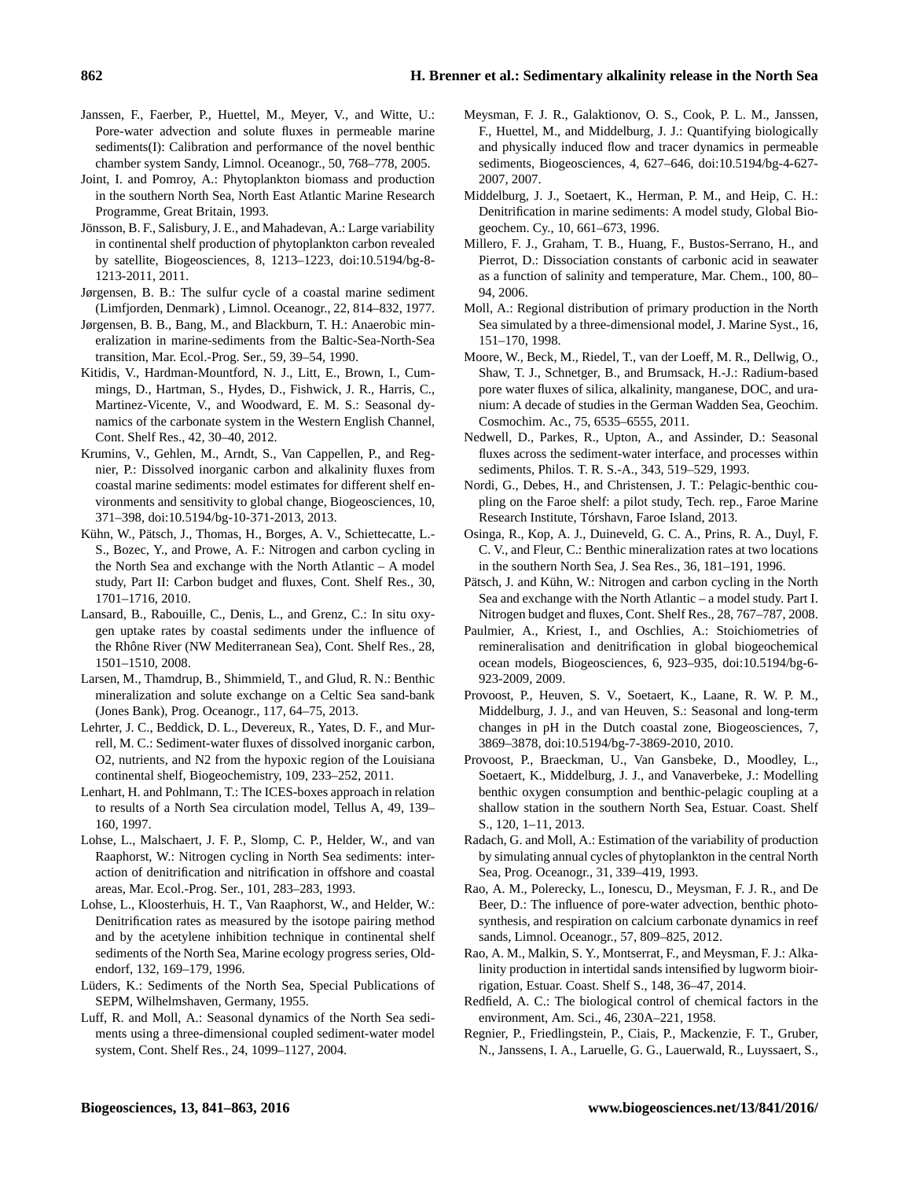Janssen, F., Faerber, P., Huettel, M., Meyer, V., and Witte, U.: Pore-water advection and solute fluxes in permeable marine sediments(I): Calibration and performance of the novel benthic chamber system Sandy, Limnol. Oceanogr., 50, 768–778, 2005.

Joint, I. and Pomroy, A.: Phytoplankton biomass and production in the southern North Sea, North East Atlantic Marine Research Programme, Great Britain, 1993.

Jönsson, B. F., Salisbury, J. E., and Mahadevan, A.: Large variability in continental shelf production of phytoplankton carbon revealed by satellite, Biogeosciences, 8, 1213–1223, doi:10.5194/bg-8-1213-2011, 2011.

Jørgensen, B. B.: The sulfur cycle of a coastal marine sediment (Limfjorden, Denmark) , Limnol. Oceanogr., 22, 814–832, 1977.

Jørgensen, B. B., Bang, M., and Blackburn, T. H.: Anaerobic mineralization in marine-sediments from the Baltic-Sea-North-Sea transition, Mar. Ecol.-Prog. Ser., 59, 39–54, 1990.

Kitidis, V., Hardman-Mountford, N. J., Litt, E., Brown, I., Cummings, D., Hartman, S., Hydes, D., Fishwick, J. R., Harris, C., Martinez-Vicente, V., and Woodward, E. M. S.: Seasonal dynamics of the carbonate system in the Western English Channel, Cont. Shelf Res., 42, 30–40, 2012.

Krumins, V., Gehlen, M., Arndt, S., Van Cappellen, P., and Regnier, P.: Dissolved inorganic carbon and alkalinity fluxes from coastal marine sediments: model estimates for different shelf environments and sensitivity to global change, Biogeosciences, 10, 371–398, doi:10.5194/bg-10-371-2013, 2013.

Kühn, W., Pätsch, J., Thomas, H., Borges, A. V., Schiettecatte, L.-S., Bozec, Y., and Prowe, A. F.: Nitrogen and carbon cycling in the North Sea and exchange with the North Atlantic – A model study, Part II: Carbon budget and fluxes, Cont. Shelf Res., 30, 1701–1716, 2010.

Lansard, B., Rabouille, C., Denis, L., and Grenz, C.: In situ oxygen uptake rates by coastal sediments under the influence of the Rhône River (NW Mediterranean Sea), Cont. Shelf Res., 28, 1501–1510, 2008.

Larsen, M., Thamdrup, B., Shimmield, T., and Glud, R. N.: Benthic mineralization and solute exchange on a Celtic Sea sand-bank (Jones Bank), Prog. Oceanogr., 117, 64–75, 2013.

Lehrter, J. C., Beddick, D. L., Devereux, R., Yates, D. F., and Murrell, M. C.: Sediment-water fluxes of dissolved inorganic carbon, O2, nutrients, and N2 from the hypoxic region of the Louisiana continental shelf, Biogeochemistry, 109, 233–252, 2011.

Lenhart, H. and Pohlmann, T.: The ICES-boxes approach in relation to results of a North Sea circulation model, Tellus A, 49, 139–160, 1997.

Lohse, L., Malschaert, J. F. P., Slomp, C. P., Helder, W., and van Raaphorst, W.: Nitrogen cycling in North Sea sediments: interaction of denitrification and nitrification in offshore and coastal areas, Mar. Ecol.-Prog. Ser., 101, 283–283, 1993.

Lohse, L., Kloosterhuis, H. T., Van Raaphorst, W., and Helder, W.: Denitrification rates as measured by the isotope pairing method and by the acetylene inhibition technique in continental shelf sediments of the North Sea, Marine ecology progress series, Oldendorf, 132, 169–179, 1996.

Lüders, K.: Sediments of the North Sea, Special Publications of SEPM, Wilhelmshaven, Germany, 1955.

Luff, R. and Moll, A.: Seasonal dynamics of the North Sea sediments using a three-dimensional coupled sediment-water model system, Cont. Shelf Res., 24, 1099–1127, 2004.

Meysman, F. J. R., Galaktionov, O. S., Cook, P. L. M., Janssen, F., Huettel, M., and Middelburg, J. J.: Quantifying biologically and physically induced flow and tracer dynamics in permeable sediments, Biogeosciences, 4, 627–646, doi:10.5194/bg-4-627-2007, 2007.

Middelburg, J. J., Soetaert, K., Herman, P. M., and Heip, C. H.: Denitrification in marine sediments: A model study, Global Biogeochem. Cy., 10, 661–673, 1996.

Millero, F. J., Graham, T. B., Huang, F., Bustos-Serrano, H., and Pierrot, D.: Dissociation constants of carbonic acid in seawater as a function of salinity and temperature, Mar. Chem., 100, 80–94, 2006.

Moll, A.: Regional distribution of primary production in the North Sea simulated by a three-dimensional model, J. Marine Syst., 16, 151–170, 1998.

Moore, W., Beck, M., Riedel, T., van der Loeff, M. R., Dellwig, O., Shaw, T. J., Schnetger, B., and Brumsack, H.-J.: Radium-based pore water fluxes of silica, alkalinity, manganese, DOC, and uranium: A decade of studies in the German Wadden Sea, Geochim. Cosmochim. Ac., 75, 6535–6555, 2011.

Nedwell, D., Parkes, R., Upton, A., and Assinder, D.: Seasonal fluxes across the sediment-water interface, and processes within sediments, Philos. T. R. S.-A., 343, 519–529, 1993.

Nordi, G., Debes, H., and Christensen, J. T.: Pelagic-benthic coupling on the Faroe shelf: a pilot study, Tech. rep., Faroe Marine Research Institute, Tórshavn, Faroe Island, 2013.

Osinga, R., Kop, A. J., Duineveld, G. C. A., Prins, R. A., Duyl, F. C. V., and Fleur, C.: Benthic mineralization rates at two locations in the southern North Sea, J. Sea Res., 36, 181–191, 1996.

Pätsch, J. and Kühn, W.: Nitrogen and carbon cycling in the North Sea and exchange with the North Atlantic – a model study. Part I. Nitrogen budget and fluxes, Cont. Shelf Res., 28, 767–787, 2008.

Paulmier, A., Kriest, I., and Oschlies, A.: Stoichiometries of remineralisation and denitrification in global biogeochemical ocean models, Biogeosciences, 6, 923–935, doi:10.5194/bg-6-923-2009, 2009.

Provoost, P., Heuven, S. V., Soetaert, K., Laane, R. W. P. M., Middelburg, J. J., and van Heuven, S.: Seasonal and long-term changes in pH in the Dutch coastal zone, Biogeosciences, 7, 3869–3878, doi:10.5194/bg-7-3869-2010, 2010.

Provoost, P., Braeckman, U., Van Gansbeke, D., Moodley, L., Soetaert, K., Middelburg, J. J., and Vanaverbeke, J.: Modelling benthic oxygen consumption and benthic-pelagic coupling at a shallow station in the southern North Sea, Estuar. Coast. Shelf S., 120, 1–11, 2013.

Radach, G. and Moll, A.: Estimation of the variability of production by simulating annual cycles of phytoplankton in the central North Sea, Prog. Oceanogr., 31, 339–419, 1993.

Rao, A. M., Polerecky, L., Ionescu, D., Meysman, F. J. R., and De Beer, D.: The influence of pore-water advection, benthic photosynthesis, and respiration on calcium carbonate dynamics in reef sands, Limnol. Oceanogr., 57, 809–825, 2012.

Rao, A. M., Malkin, S. Y., Montserrat, F., and Meysman, F. J.: Alkalinity production in intertidal sands intensified by lugworm bioirrigation, Estuar. Coast. Shelf S., 148, 36–47, 2014.

Redfield, A. C.: The biological control of chemical factors in the environment, Am. Sci., 46, 230A–221, 1958.

Regnier, P., Friedlingstein, P., Ciais, P., Mackenzie, F. T., Gruber, N., Janssens, I. A., Laruelle, G. G., Lauerwald, R., Luyssaert, S.,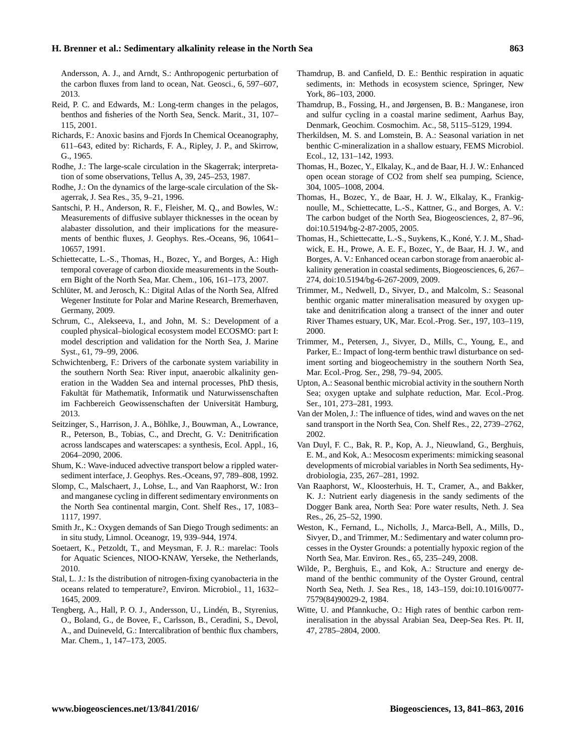Andersson, A. J., and Arndt, S.: Anthropogenic perturbation of the carbon fluxes from land to ocean, Nat. Geosci., 6, 597–607, 2013.

Reid, P. C. and Edwards, M.: Long-term changes in the pelagos, benthos and fisheries of the North Sea, Senck. Marit., 31, 107–115, 2001.

Richards, F.: Anoxic basins and Fjords In Chemical Oceanography, 611–643, edited by: Richards, F. A., Ripley, J. P., and Skirrow, G., 1965.

Rodhe, J.: The large-scale circulation in the Skagerrak; interpretation of some observations, Tellus A, 39, 245–253, 1987.

Rodhe, J.: On the dynamics of the large-scale circulation of the Skagerrak, J. Sea Res., 35, 9–21, 1996.

Santschi, P. H., Anderson, R. F., Fleisher, M. Q., and Bowles, W.: Measurements of diffusive sublayer thicknesses in the ocean by alabaster dissolution, and their implications for the measurements of benthic fluxes, J. Geophys. Res.-Oceans, 96, 10641–10657, 1991.

Schiettecatte, L.-S., Thomas, H., Bozec, Y., and Borges, A.: High temporal coverage of carbon dioxide measurements in the Southern Bight of the North Sea, Mar. Chem., 106, 161–173, 2007.

Schlüter, M. and Jerosch, K.: Digital Atlas of the North Sea, Alfred Wegener Institute for Polar and Marine Research, Bremerhaven, Germany, 2009.

Schrum, C., Alekseeva, I., and John, M. S.: Development of a coupled physical–biological ecosystem model ECOSMO: part I: model description and validation for the North Sea, J. Marine Syst., 61, 79–99, 2006.

Schwichtenberg, F.: Drivers of the carbonate system variability in the southern North Sea: River input, anaerobic alkalinity generation in the Wadden Sea and internal processes, PhD thesis, Fakultät für Mathematik, Informatik und Naturwissenschaften im Fachbereich Geowissenschaften der Universität Hamburg, 2013.

Seitzinger, S., Harrison, J. A., Böhlke, J., Bouwman, A., Lowrance, R., Peterson, B., Tobias, C., and Drecht, G. V.: Denitrification across landscapes and waterscapes: a synthesis, Ecol. Appl., 16, 2064–2090, 2006.

Shum, K.: Wave-induced advective transport below a rippled water-sediment interface, J. Geophys. Res.-Oceans, 97, 789–808, 1992.

Slomp, C., Malschaert, J., Lohse, L., and Van Raaphorst, W.: Iron and manganese cycling in different sedimentary environments on the North Sea continental margin, Cont. Shelf Res., 17, 1083–1117, 1997.

Smith Jr., K.: Oxygen demands of San Diego Trough sediments: an in situ study, Limnol. Oceanogr, 19, 939–944, 1974.

Soetaert, K., Petzoldt, T., and Meysman, F. J. R.: marelac: Tools for Aquatic Sciences, NIOO-KNAW, Yerseke, the Netherlands, 2010.

Stal, L. J.: Is the distribution of nitrogen-fixing cyanobacteria in the oceans related to temperature?, Environ. Microbiol., 11, 1632–1645, 2009.

Tengberg, A., Hall, P. O. J., Andersson, U., Lindén, B., Styrenius, O., Boland, G., de Bovee, F., Carlsson, B., Ceradini, S., Devol, A., and Duineveld, G.: Intercalibration of benthic flux chambers, Mar. Chem., 1, 147–173, 2005.

Thamdrup, B. and Canfield, D. E.: Benthic respiration in aquatic sediments, in: Methods in ecosystem science, Springer, New York, 86–103, 2000.

Thamdrup, B., Fossing, H., and Jørgensen, B. B.: Manganese, iron and sulfur cycling in a coastal marine sediment, Aarhus Bay, Denmark, Geochim. Cosmochim. Ac., 58, 5115–5129, 1994.

Therkildsen, M. S. and Lomstein, B. A.: Seasonal variation in net benthic C-mineralization in a shallow estuary, FEMS Microbiol. Ecol., 12, 131–142, 1993.

Thomas, H., Bozec, Y., Elkalay, K., and de Baar, H. J. W.: Enhanced open ocean storage of CO2 from shelf sea pumping, Science, 304, 1005–1008, 2004.

Thomas, H., Bozec, Y., de Baar, H. J. W., Elkalay, K., Frankignoulle, M., Schiettecatte, L.-S., Kattner, G., and Borges, A. V.: The carbon budget of the North Sea, Biogeosciences, 2, 87–96, doi:10.5194/bg-2-87-2005, 2005.

Thomas, H., Schiettecatte, L.-S., Suykens, K., Koné, Y. J. M., Shadwick, E. H., Prowe, A. E. F., Bozec, Y., de Baar, H. J. W., and Borges, A. V.: Enhanced ocean carbon storage from anaerobic alkalinity generation in coastal sediments, Biogeosciences, 6, 267–274, doi:10.5194/bg-6-267-2009, 2009.

Trimmer, M., Nedwell, D., Sivyer, D., and Malcolm, S.: Seasonal benthic organic matter mineralisation measured by oxygen uptake and denitrification along a transect of the inner and outer River Thames estuary, UK, Mar. Ecol.-Prog. Ser., 197, 103–119, 2000.

Trimmer, M., Petersen, J., Sivyer, D., Mills, C., Young, E., and Parker, E.: Impact of long-term benthic trawl disturbance on sediment sorting and biogeochemistry in the southern North Sea, Mar. Ecol.-Prog. Ser., 298, 79–94, 2005.

Upton, A.: Seasonal benthic microbial activity in the southern North Sea; oxygen uptake and sulphate reduction, Mar. Ecol.-Prog. Ser., 101, 273–281, 1993.

Van der Molen, J.: The influence of tides, wind and waves on the net sand transport in the North Sea, Con. Shelf Res., 22, 2739–2762, 2002.

Van Duyl, F. C., Bak, R. P., Kop, A. J., Nieuwland, G., Berghuis, E. M., and Kok, A.: Mesocosm experiments: mimicking seasonal developments of microbial variables in North Sea sediments, Hydrobiologia, 235, 267–281, 1992.

Van Raaphorst, W., Kloosterhuis, H. T., Cramer, A., and Bakker, K. J.: Nutrient early diagenesis in the sandy sediments of the Dogger Bank area, North Sea: Pore water results, Neth. J. Sea Res., 26, 25–52, 1990.

Weston, K., Fernand, L., Nicholls, J., Marca-Bell, A., Mills, D., Sivyer, D., and Trimmer, M.: Sedimentary and water column processes in the Oyster Grounds: a potentially hypoxic region of the North Sea, Mar. Environ. Res., 65, 235–249, 2008.

Wilde, P., Berghuis, E., and Kok, A.: Structure and energy demand of the benthic community of the Oyster Ground, central North Sea, Neth. J. Sea Res., 18, 143–159, doi:10.1016/0077-7579(84)90029-2, 1984.

Witte, U. and Pfannkuche, O.: High rates of benthic carbon remineralisation in the abyssal Arabian Sea, Deep-Sea Res. Pt. II, 47, 2785–2804, 2000.